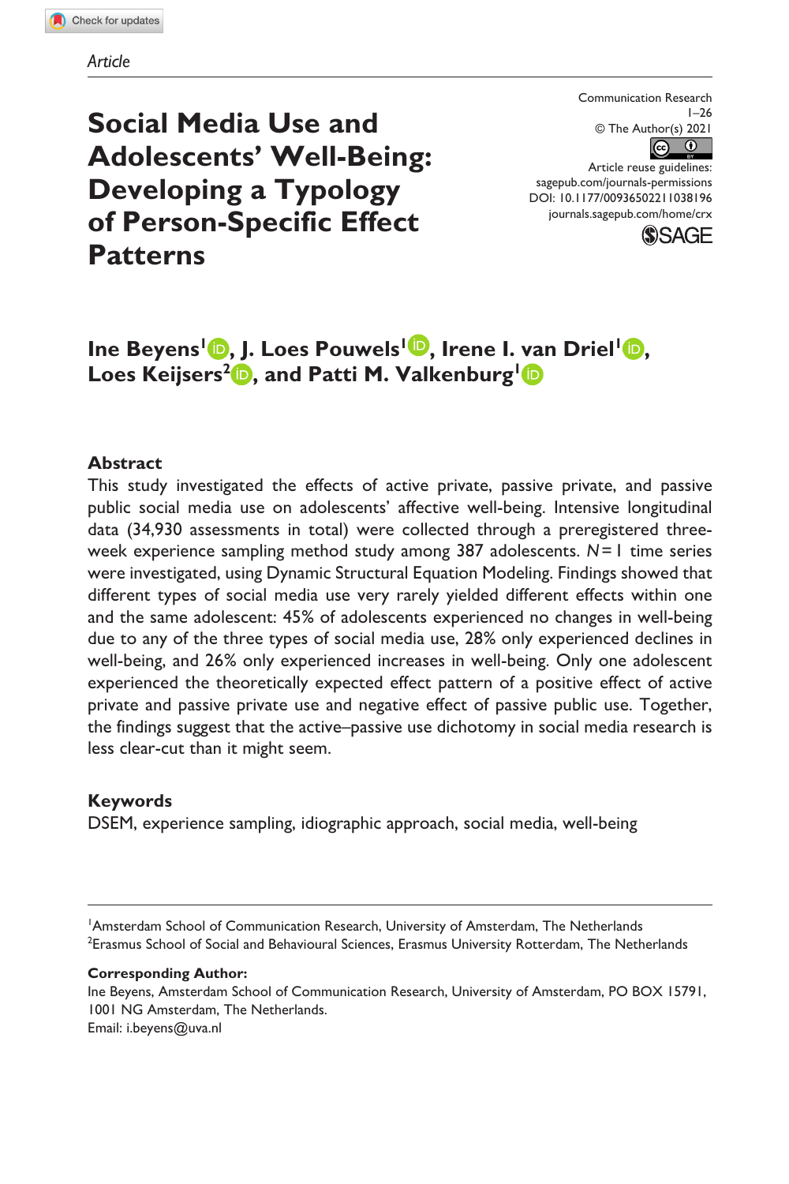Article

# Social Media Use and Adolescents' Well-Being: Developing a Typology of Person-Specific Effect Patterns

Communication Research
1–26
© The Author(s) 2021
Article reuse guidelines:
sagepub.com/journals-permissions
DOI: 10.1177/00936502211038196
journals.sagepub.com/home/crx

**Ine Beyens[1], J. Loes Pouwels[1], Irene I. van Driel[1], Loes Keijsers[2], and Patti M. Valkenburg[1]**

## Abstract

This study investigated the effects of active private, passive private, and passive public social media use on adolescents' affective well-being. Intensive longitudinal data (34,930 assessments in total) were collected through a preregistered three-week experience sampling method study among 387 adolescents. *N* = 1 time series were investigated, using Dynamic Structural Equation Modeling. Findings showed that different types of social media use very rarely yielded different effects within one and the same adolescent: 45% of adolescents experienced no changes in well-being due to any of the three types of social media use, 28% only experienced declines in well-being, and 26% only experienced increases in well-being. Only one adolescent experienced the theoretically expected effect pattern of a positive effect of active private and passive private use and negative effect of passive public use. Together, the findings suggest that the active–passive use dichotomy in social media research is less clear-cut than it might seem.

## Keywords

DSEM, experience sampling, idiographic approach, social media, well-being

[1]Amsterdam School of Communication Research, University of Amsterdam, The Netherlands
[2]Erasmus School of Social and Behavioural Sciences, Erasmus University Rotterdam, The Netherlands

**Corresponding Author:**
Ine Beyens, Amsterdam School of Communication Research, University of Amsterdam, PO BOX 15791, 1001 NG Amsterdam, The Netherlands.
Email: i.beyens@uva.nl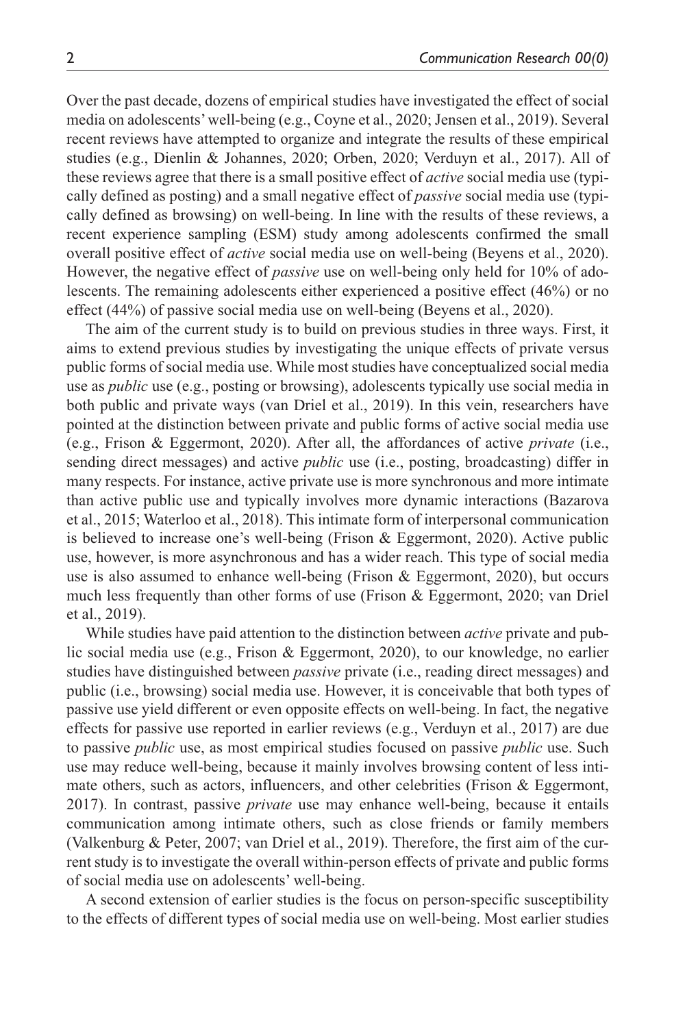Over the past decade, dozens of empirical studies have investigated the effect of social media on adolescents' well-being (e.g., Coyne et al., 2020; Jensen et al., 2019). Several recent reviews have attempted to organize and integrate the results of these empirical studies (e.g., Dienlin & Johannes, 2020; Orben, 2020; Verduyn et al., 2017). All of these reviews agree that there is a small positive effect of *active* social media use (typically defined as posting) and a small negative effect of *passive* social media use (typically defined as browsing) on well-being. In line with the results of these reviews, a recent experience sampling (ESM) study among adolescents confirmed the small overall positive effect of *active* social media use on well-being (Beyens et al., 2020). However, the negative effect of *passive* use on well-being only held for 10% of adolescents. The remaining adolescents either experienced a positive effect (46%) or no effect (44%) of passive social media use on well-being (Beyens et al., 2020).

The aim of the current study is to build on previous studies in three ways. First, it aims to extend previous studies by investigating the unique effects of private versus public forms of social media use. While most studies have conceptualized social media use as *public* use (e.g., posting or browsing), adolescents typically use social media in both public and private ways (van Driel et al., 2019). In this vein, researchers have pointed at the distinction between private and public forms of active social media use (e.g., Frison & Eggermont, 2020). After all, the affordances of active *private* (i.e., sending direct messages) and active *public* use (i.e., posting, broadcasting) differ in many respects. For instance, active private use is more synchronous and more intimate than active public use and typically involves more dynamic interactions (Bazarova et al., 2015; Waterloo et al., 2018). This intimate form of interpersonal communication is believed to increase one's well-being (Frison & Eggermont, 2020). Active public use, however, is more asynchronous and has a wider reach. This type of social media use is also assumed to enhance well-being (Frison & Eggermont, 2020), but occurs much less frequently than other forms of use (Frison & Eggermont, 2020; van Driel et al., 2019).

While studies have paid attention to the distinction between *active* private and public social media use (e.g., Frison & Eggermont, 2020), to our knowledge, no earlier studies have distinguished between *passive* private (i.e., reading direct messages) and public (i.e., browsing) social media use. However, it is conceivable that both types of passive use yield different or even opposite effects on well-being. In fact, the negative effects for passive use reported in earlier reviews (e.g., Verduyn et al., 2017) are due to passive *public* use, as most empirical studies focused on passive *public* use. Such use may reduce well-being, because it mainly involves browsing content of less intimate others, such as actors, influencers, and other celebrities (Frison & Eggermont, 2017). In contrast, passive *private* use may enhance well-being, because it entails communication among intimate others, such as close friends or family members (Valkenburg & Peter, 2007; van Driel et al., 2019). Therefore, the first aim of the current study is to investigate the overall within-person effects of private and public forms of social media use on adolescents' well-being.

A second extension of earlier studies is the focus on person-specific susceptibility to the effects of different types of social media use on well-being. Most earlier studies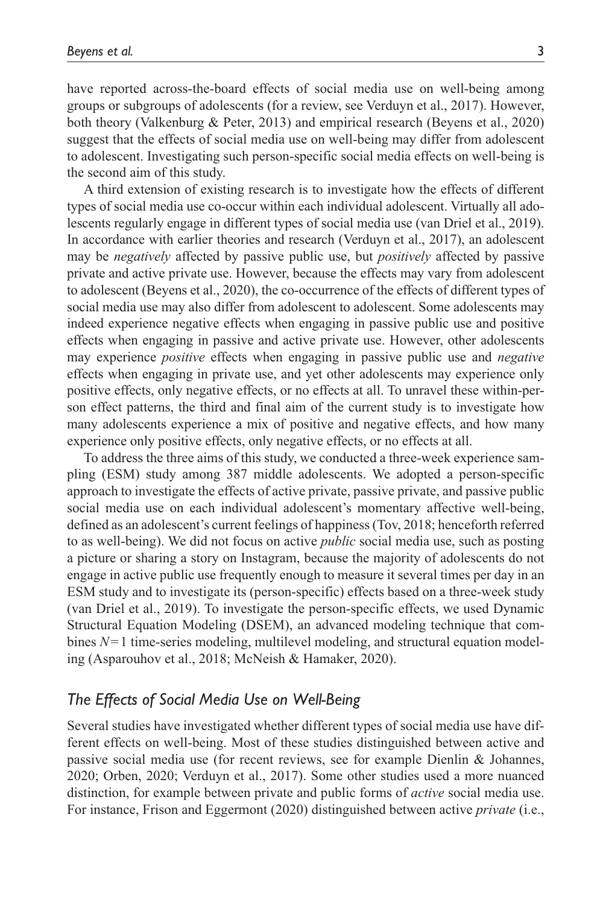have reported across-the-board effects of social media use on well-being among groups or subgroups of adolescents (for a review, see Verduyn et al., 2017). However, both theory (Valkenburg & Peter, 2013) and empirical research (Beyens et al., 2020) suggest that the effects of social media use on well-being may differ from adolescent to adolescent. Investigating such person-specific social media effects on well-being is the second aim of this study.

A third extension of existing research is to investigate how the effects of different types of social media use co-occur within each individual adolescent. Virtually all adolescents regularly engage in different types of social media use (van Driel et al., 2019). In accordance with earlier theories and research (Verduyn et al., 2017), an adolescent may be *negatively* affected by passive public use, but *positively* affected by passive private and active private use. However, because the effects may vary from adolescent to adolescent (Beyens et al., 2020), the co-occurrence of the effects of different types of social media use may also differ from adolescent to adolescent. Some adolescents may indeed experience negative effects when engaging in passive public use and positive effects when engaging in passive and active private use. However, other adolescents may experience *positive* effects when engaging in passive public use and *negative* effects when engaging in private use, and yet other adolescents may experience only positive effects, only negative effects, or no effects at all. To unravel these within-person effect patterns, the third and final aim of the current study is to investigate how many adolescents experience a mix of positive and negative effects, and how many experience only positive effects, only negative effects, or no effects at all.

To address the three aims of this study, we conducted a three-week experience sampling (ESM) study among 387 middle adolescents. We adopted a person-specific approach to investigate the effects of active private, passive private, and passive public social media use on each individual adolescent's momentary affective well-being, defined as an adolescent's current feelings of happiness (Tov, 2018; henceforth referred to as well-being). We did not focus on active *public* social media use, such as posting a picture or sharing a story on Instagram, because the majority of adolescents do not engage in active public use frequently enough to measure it several times per day in an ESM study and to investigate its (person-specific) effects based on a three-week study (van Driel et al., 2019). To investigate the person-specific effects, we used Dynamic Structural Equation Modeling (DSEM), an advanced modeling technique that combines $N=1$ time-series modeling, multilevel modeling, and structural equation modeling (Asparouhov et al., 2018; McNeish & Hamaker, 2020).

## *The Effects of Social Media Use on Well-Being*

Several studies have investigated whether different types of social media use have different effects on well-being. Most of these studies distinguished between active and passive social media use (for recent reviews, see for example Dienlin & Johannes, 2020; Orben, 2020; Verduyn et al., 2017). Some other studies used a more nuanced distinction, for example between private and public forms of *active* social media use. For instance, Frison and Eggermont (2020) distinguished between active *private* (i.e.,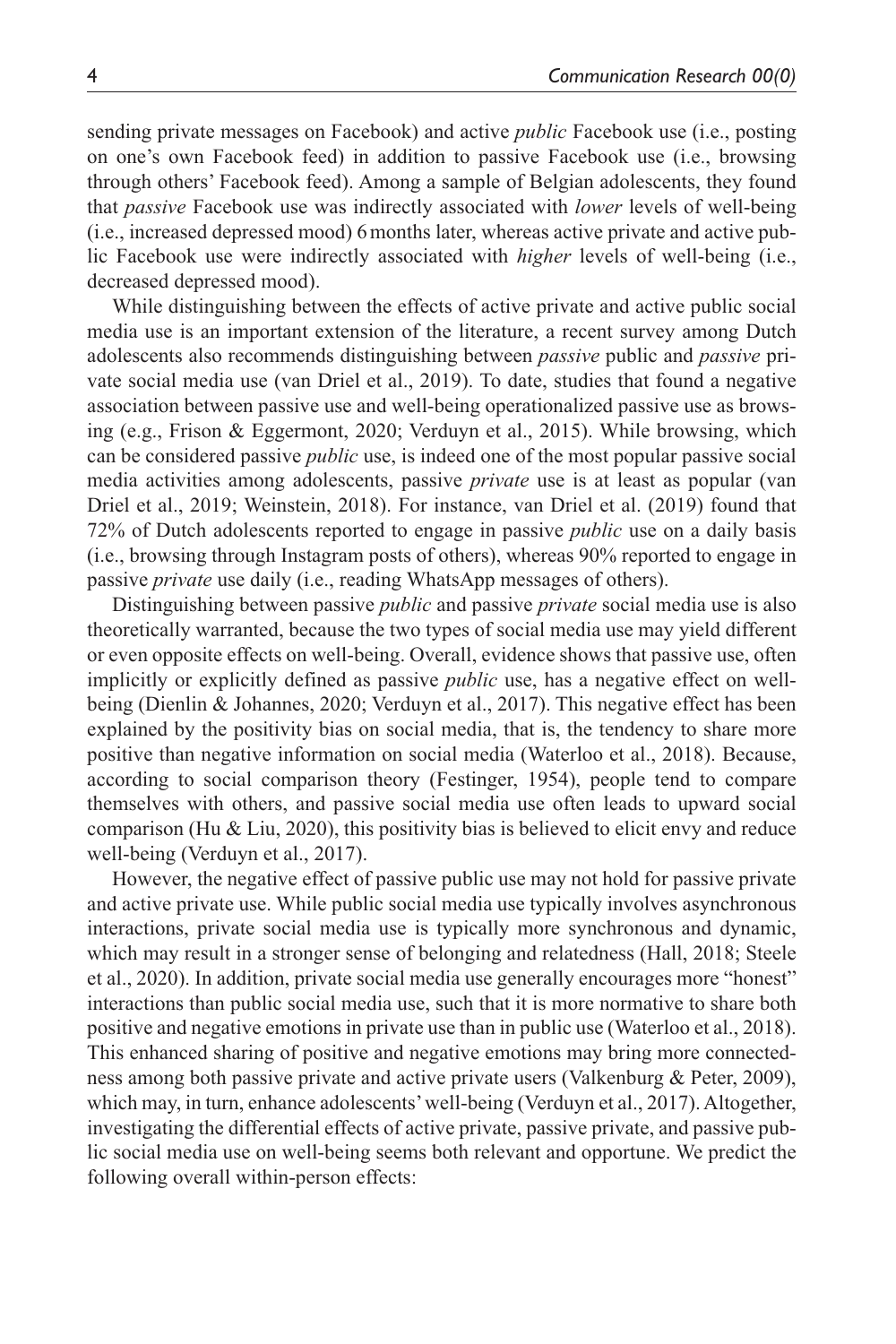sending private messages on Facebook) and active *public* Facebook use (i.e., posting on one's own Facebook feed) in addition to passive Facebook use (i.e., browsing through others' Facebook feed). Among a sample of Belgian adolescents, they found that *passive* Facebook use was indirectly associated with *lower* levels of well-being (i.e., increased depressed mood) 6 months later, whereas active private and active public Facebook use were indirectly associated with *higher* levels of well-being (i.e., decreased depressed mood).

While distinguishing between the effects of active private and active public social media use is an important extension of the literature, a recent survey among Dutch adolescents also recommends distinguishing between *passive* public and *passive* private social media use (van Driel et al., 2019). To date, studies that found a negative association between passive use and well-being operationalized passive use as browsing (e.g., Frison & Eggermont, 2020; Verduyn et al., 2015). While browsing, which can be considered passive *public* use, is indeed one of the most popular passive social media activities among adolescents, passive *private* use is at least as popular (van Driel et al., 2019; Weinstein, 2018). For instance, van Driel et al. (2019) found that 72% of Dutch adolescents reported to engage in passive *public* use on a daily basis (i.e., browsing through Instagram posts of others), whereas 90% reported to engage in passive *private* use daily (i.e., reading WhatsApp messages of others).

Distinguishing between passive *public* and passive *private* social media use is also theoretically warranted, because the two types of social media use may yield different or even opposite effects on well-being. Overall, evidence shows that passive use, often implicitly or explicitly defined as passive *public* use, has a negative effect on well-being (Dienlin & Johannes, 2020; Verduyn et al., 2017). This negative effect has been explained by the positivity bias on social media, that is, the tendency to share more positive than negative information on social media (Waterloo et al., 2018). Because, according to social comparison theory (Festinger, 1954), people tend to compare themselves with others, and passive social media use often leads to upward social comparison (Hu & Liu, 2020), this positivity bias is believed to elicit envy and reduce well-being (Verduyn et al., 2017).

However, the negative effect of passive public use may not hold for passive private and active private use. While public social media use typically involves asynchronous interactions, private social media use is typically more synchronous and dynamic, which may result in a stronger sense of belonging and relatedness (Hall, 2018; Steele et al., 2020). In addition, private social media use generally encourages more "honest" interactions than public social media use, such that it is more normative to share both positive and negative emotions in private use than in public use (Waterloo et al., 2018). This enhanced sharing of positive and negative emotions may bring more connectedness among both passive private and active private users (Valkenburg & Peter, 2009), which may, in turn, enhance adolescents' well-being (Verduyn et al., 2017). Altogether, investigating the differential effects of active private, passive private, and passive public social media use on well-being seems both relevant and opportune. We predict the following overall within-person effects: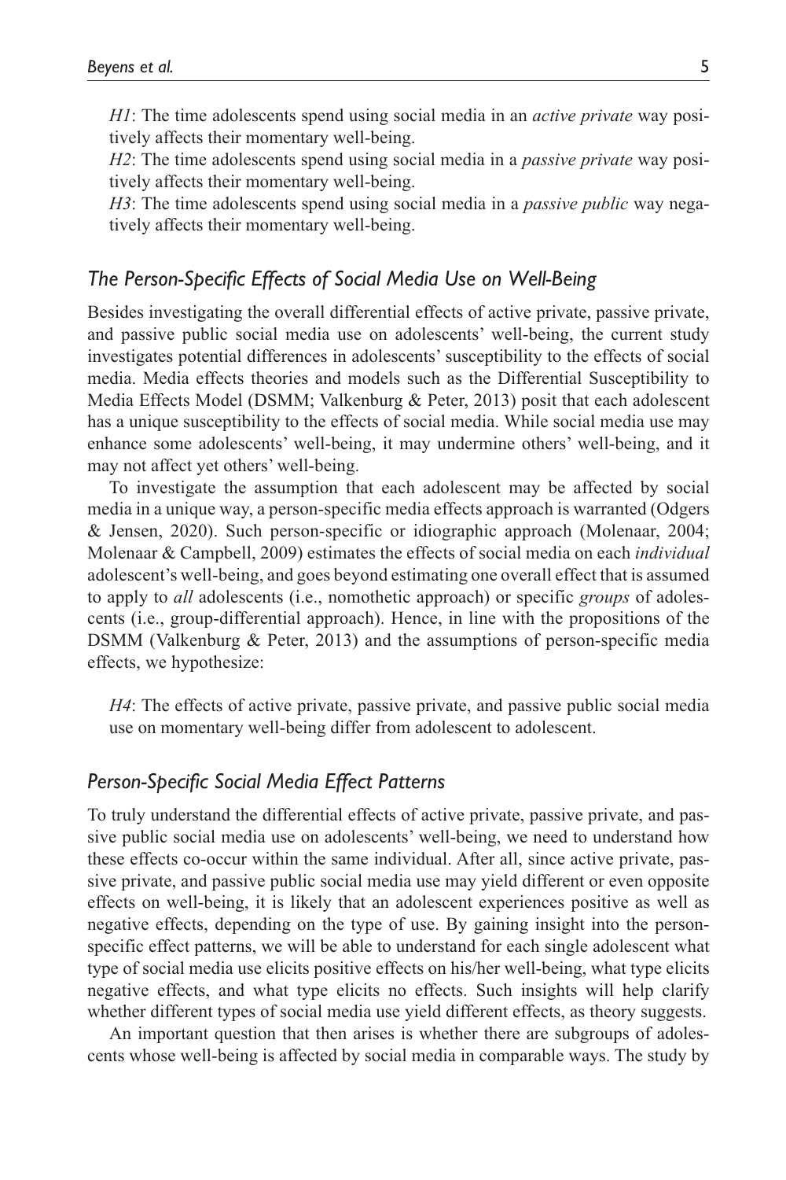*H1*: The time adolescents spend using social media in an *active private* way positively affects their momentary well-being.

*H2*: The time adolescents spend using social media in a *passive private* way positively affects their momentary well-being.

*H3*: The time adolescents spend using social media in a *passive public* way negatively affects their momentary well-being.

## *The Person-Specific Effects of Social Media Use on Well-Being*

Besides investigating the overall differential effects of active private, passive private, and passive public social media use on adolescents' well-being, the current study investigates potential differences in adolescents' susceptibility to the effects of social media. Media effects theories and models such as the Differential Susceptibility to Media Effects Model (DSMM; Valkenburg & Peter, 2013) posit that each adolescent has a unique susceptibility to the effects of social media. While social media use may enhance some adolescents' well-being, it may undermine others' well-being, and it may not affect yet others' well-being.

To investigate the assumption that each adolescent may be affected by social media in a unique way, a person-specific media effects approach is warranted (Odgers & Jensen, 2020). Such person-specific or idiographic approach (Molenaar, 2004; Molenaar & Campbell, 2009) estimates the effects of social media on each *individual* adolescent's well-being, and goes beyond estimating one overall effect that is assumed to apply to *all* adolescents (i.e., nomothetic approach) or specific *groups* of adolescents (i.e., group-differential approach). Hence, in line with the propositions of the DSMM (Valkenburg & Peter, 2013) and the assumptions of person-specific media effects, we hypothesize:

*H4*: The effects of active private, passive private, and passive public social media use on momentary well-being differ from adolescent to adolescent.

## *Person-Specific Social Media Effect Patterns*

To truly understand the differential effects of active private, passive private, and passive public social media use on adolescents' well-being, we need to understand how these effects co-occur within the same individual. After all, since active private, passive private, and passive public social media use may yield different or even opposite effects on well-being, it is likely that an adolescent experiences positive as well as negative effects, depending on the type of use. By gaining insight into the person-specific effect patterns, we will be able to understand for each single adolescent what type of social media use elicits positive effects on his/her well-being, what type elicits negative effects, and what type elicits no effects. Such insights will help clarify whether different types of social media use yield different effects, as theory suggests.

An important question that then arises is whether there are subgroups of adolescents whose well-being is affected by social media in comparable ways. The study by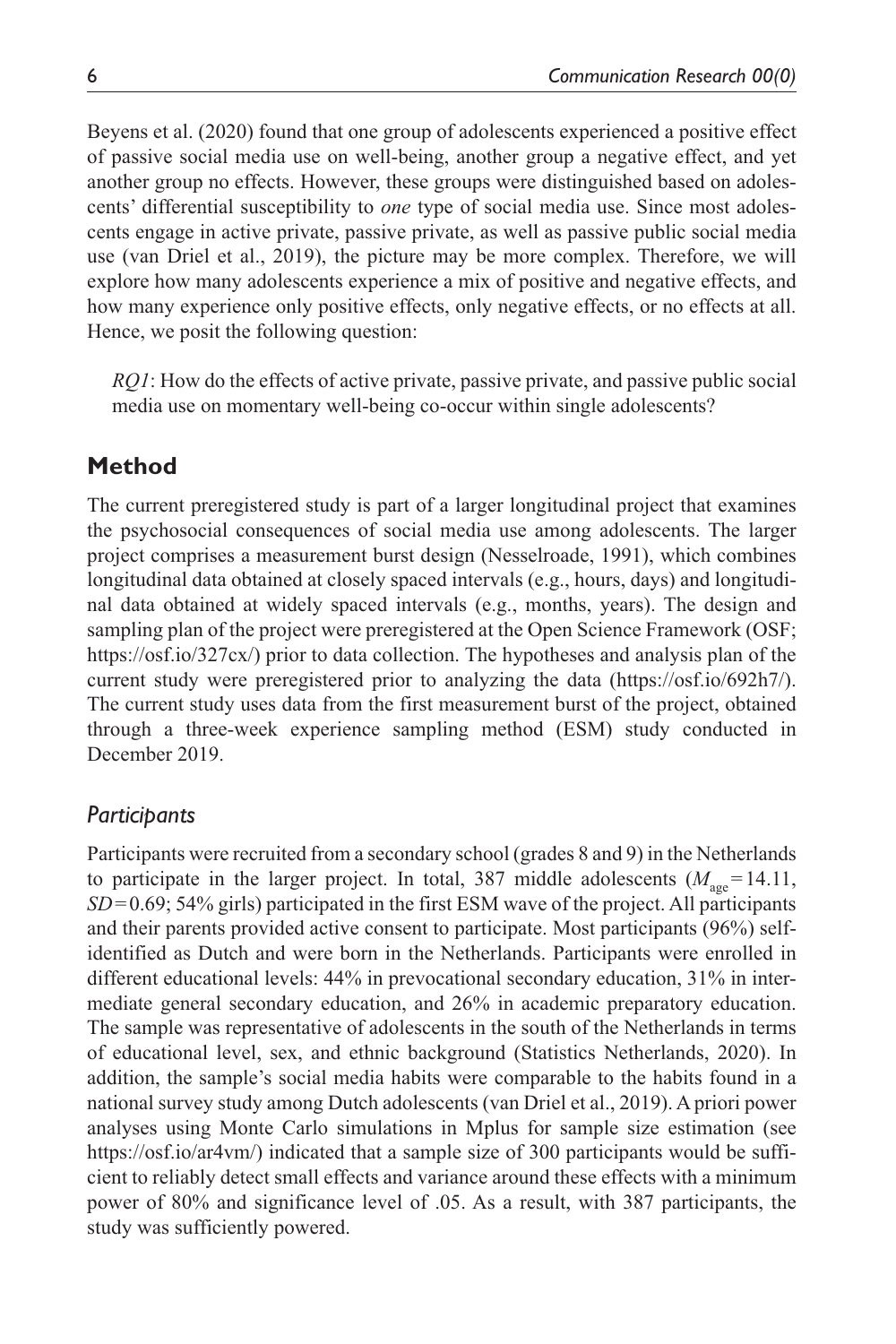Beyens et al. (2020) found that one group of adolescents experienced a positive effect of passive social media use on well-being, another group a negative effect, and yet another group no effects. However, these groups were distinguished based on adolescents' differential susceptibility to *one* type of social media use. Since most adolescents engage in active private, passive private, as well as passive public social media use (van Driel et al., 2019), the picture may be more complex. Therefore, we will explore how many adolescents experience a mix of positive and negative effects, and how many experience only positive effects, only negative effects, or no effects at all. Hence, we posit the following question:

> *RQ1*: How do the effects of active private, passive private, and passive public social media use on momentary well-being co-occur within single adolescents?

## Method

The current preregistered study is part of a larger longitudinal project that examines the psychosocial consequences of social media use among adolescents. The larger project comprises a measurement burst design (Nesselroade, 1991), which combines longitudinal data obtained at closely spaced intervals (e.g., hours, days) and longitudinal data obtained at widely spaced intervals (e.g., months, years). The design and sampling plan of the project were preregistered at the Open Science Framework (OSF; https://osf.io/327cx/) prior to data collection. The hypotheses and analysis plan of the current study were preregistered prior to analyzing the data (https://osf.io/692h7/). The current study uses data from the first measurement burst of the project, obtained through a three-week experience sampling method (ESM) study conducted in December 2019.

### *Participants*

Participants were recruited from a secondary school (grades 8 and 9) in the Netherlands to participate in the larger project. In total, 387 middle adolescents ($M_{age} = 14.11$, $SD = 0.69$; 54% girls) participated in the first ESM wave of the project. All participants and their parents provided active consent to participate. Most participants (96%) self-identified as Dutch and were born in the Netherlands. Participants were enrolled in different educational levels: 44% in prevocational secondary education, 31% in intermediate general secondary education, and 26% in academic preparatory education. The sample was representative of adolescents in the south of the Netherlands in terms of educational level, sex, and ethnic background (Statistics Netherlands, 2020). In addition, the sample's social media habits were comparable to the habits found in a national survey study among Dutch adolescents (van Driel et al., 2019). A priori power analyses using Monte Carlo simulations in Mplus for sample size estimation (see https://osf.io/ar4vm/) indicated that a sample size of 300 participants would be sufficient to reliably detect small effects and variance around these effects with a minimum power of 80% and significance level of .05. As a result, with 387 participants, the study was sufficiently powered.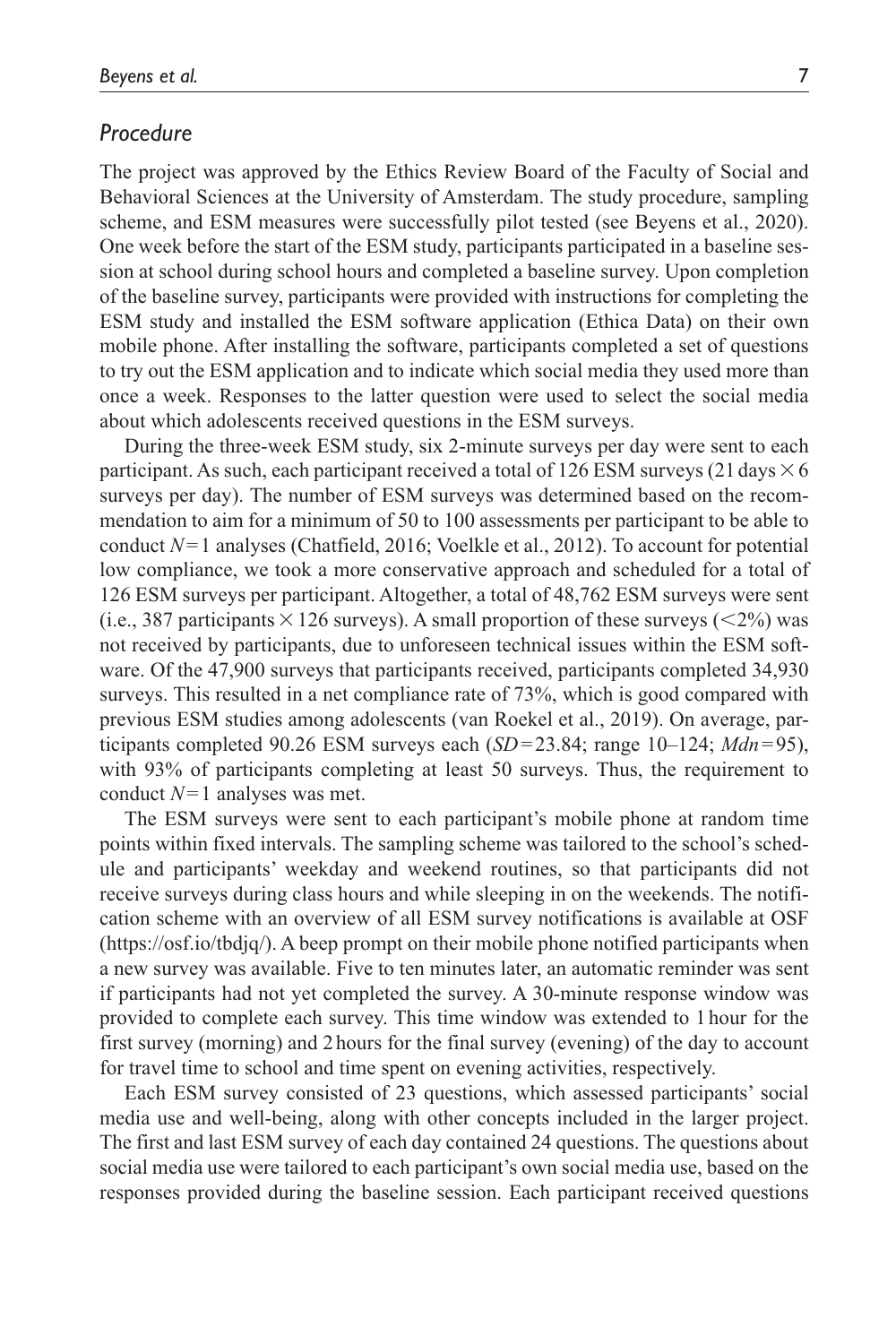### *Procedure*

The project was approved by the Ethics Review Board of the Faculty of Social and Behavioral Sciences at the University of Amsterdam. The study procedure, sampling scheme, and ESM measures were successfully pilot tested (see Beyens et al., 2020). One week before the start of the ESM study, participants participated in a baseline session at school during school hours and completed a baseline survey. Upon completion of the baseline survey, participants were provided with instructions for completing the ESM study and installed the ESM software application (Ethica Data) on their own mobile phone. After installing the software, participants completed a set of questions to try out the ESM application and to indicate which social media they used more than once a week. Responses to the latter question were used to select the social media about which adolescents received questions in the ESM surveys.

During the three-week ESM study, six 2-minute surveys per day were sent to each participant. As such, each participant received a total of 126 ESM surveys (21 days $\times$ 6 surveys per day). The number of ESM surveys was determined based on the recommendation to aim for a minimum of 50 to 100 assessments per participant to be able to conduct $N=1$ analyses (Chatfield, 2016; Voelkle et al., 2012). To account for potential low compliance, we took a more conservative approach and scheduled for a total of 126 ESM surveys per participant. Altogether, a total of 48,762 ESM surveys were sent (i.e., 387 participants $\times$ 126 surveys). A small proportion of these surveys ($<2\%$) was not received by participants, due to unforeseen technical issues within the ESM software. Of the 47,900 surveys that participants received, participants completed 34,930 surveys. This resulted in a net compliance rate of 73%, which is good compared with previous ESM studies among adolescents (van Roekel et al., 2019). On average, participants completed 90.26 ESM surveys each ($SD=23.84$; range 10–124; $Mdn=95$), with 93% of participants completing at least 50 surveys. Thus, the requirement to conduct $N=1$ analyses was met.

The ESM surveys were sent to each participant's mobile phone at random time points within fixed intervals. The sampling scheme was tailored to the school's schedule and participants' weekday and weekend routines, so that participants did not receive surveys during class hours and while sleeping in on the weekends. The notification scheme with an overview of all ESM survey notifications is available at OSF (https://osf.io/tbdjq/). A beep prompt on their mobile phone notified participants when a new survey was available. Five to ten minutes later, an automatic reminder was sent if participants had not yet completed the survey. A 30-minute response window was provided to complete each survey. This time window was extended to 1 hour for the first survey (morning) and 2 hours for the final survey (evening) of the day to account for travel time to school and time spent on evening activities, respectively.

Each ESM survey consisted of 23 questions, which assessed participants' social media use and well-being, along with other concepts included in the larger project. The first and last ESM survey of each day contained 24 questions. The questions about social media use were tailored to each participant's own social media use, based on the responses provided during the baseline session. Each participant received questions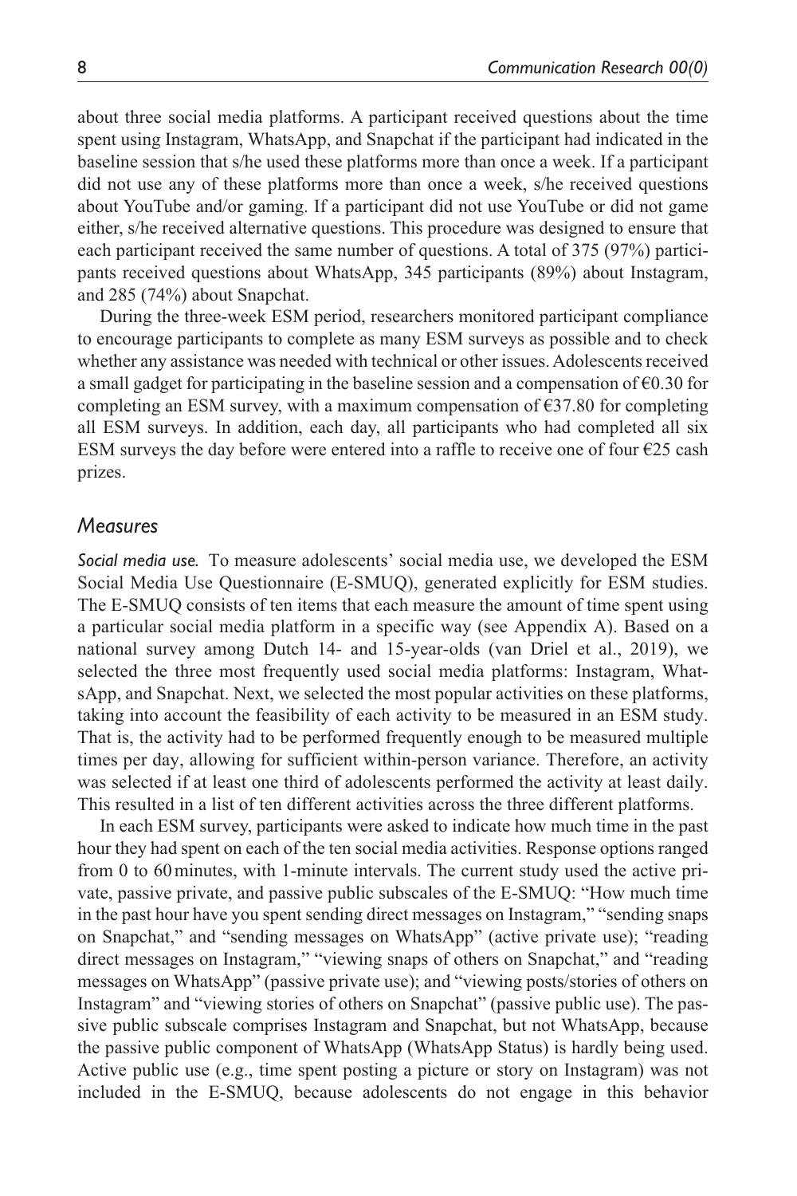about three social media platforms. A participant received questions about the time spent using Instagram, WhatsApp, and Snapchat if the participant had indicated in the baseline session that s/he used these platforms more than once a week. If a participant did not use any of these platforms more than once a week, s/he received questions about YouTube and/or gaming. If a participant did not use YouTube or did not game either, s/he received alternative questions. This procedure was designed to ensure that each participant received the same number of questions. A total of 375 (97%) participants received questions about WhatsApp, 345 participants (89%) about Instagram, and 285 (74%) about Snapchat.

During the three-week ESM period, researchers monitored participant compliance to encourage participants to complete as many ESM surveys as possible and to check whether any assistance was needed with technical or other issues. Adolescents received a small gadget for participating in the baseline session and a compensation of €0.30 for completing an ESM survey, with a maximum compensation of €37.80 for completing all ESM surveys. In addition, each day, all participants who had completed all six ESM surveys the day before were entered into a raffle to receive one of four €25 cash prizes.

## *Measures*

*Social media use.* To measure adolescents' social media use, we developed the ESM Social Media Use Questionnaire (E-SMUQ), generated explicitly for ESM studies. The E-SMUQ consists of ten items that each measure the amount of time spent using a particular social media platform in a specific way (see Appendix A). Based on a national survey among Dutch 14- and 15-year-olds (van Driel et al., 2019), we selected the three most frequently used social media platforms: Instagram, WhatsApp, and Snapchat. Next, we selected the most popular activities on these platforms, taking into account the feasibility of each activity to be measured in an ESM study. That is, the activity had to be performed frequently enough to be measured multiple times per day, allowing for sufficient within-person variance. Therefore, an activity was selected if at least one third of adolescents performed the activity at least daily. This resulted in a list of ten different activities across the three different platforms.

In each ESM survey, participants were asked to indicate how much time in the past hour they had spent on each of the ten social media activities. Response options ranged from 0 to 60 minutes, with 1-minute intervals. The current study used the active private, passive private, and passive public subscales of the E-SMUQ: "How much time in the past hour have you spent sending direct messages on Instagram," "sending snaps on Snapchat," and "sending messages on WhatsApp" (active private use); "reading direct messages on Instagram," "viewing snaps of others on Snapchat," and "reading messages on WhatsApp" (passive private use); and "viewing posts/stories of others on Instagram" and "viewing stories of others on Snapchat" (passive public use). The passive public subscale comprises Instagram and Snapchat, but not WhatsApp, because the passive public component of WhatsApp (WhatsApp Status) is hardly being used. Active public use (e.g., time spent posting a picture or story on Instagram) was not included in the E-SMUQ, because adolescents do not engage in this behavior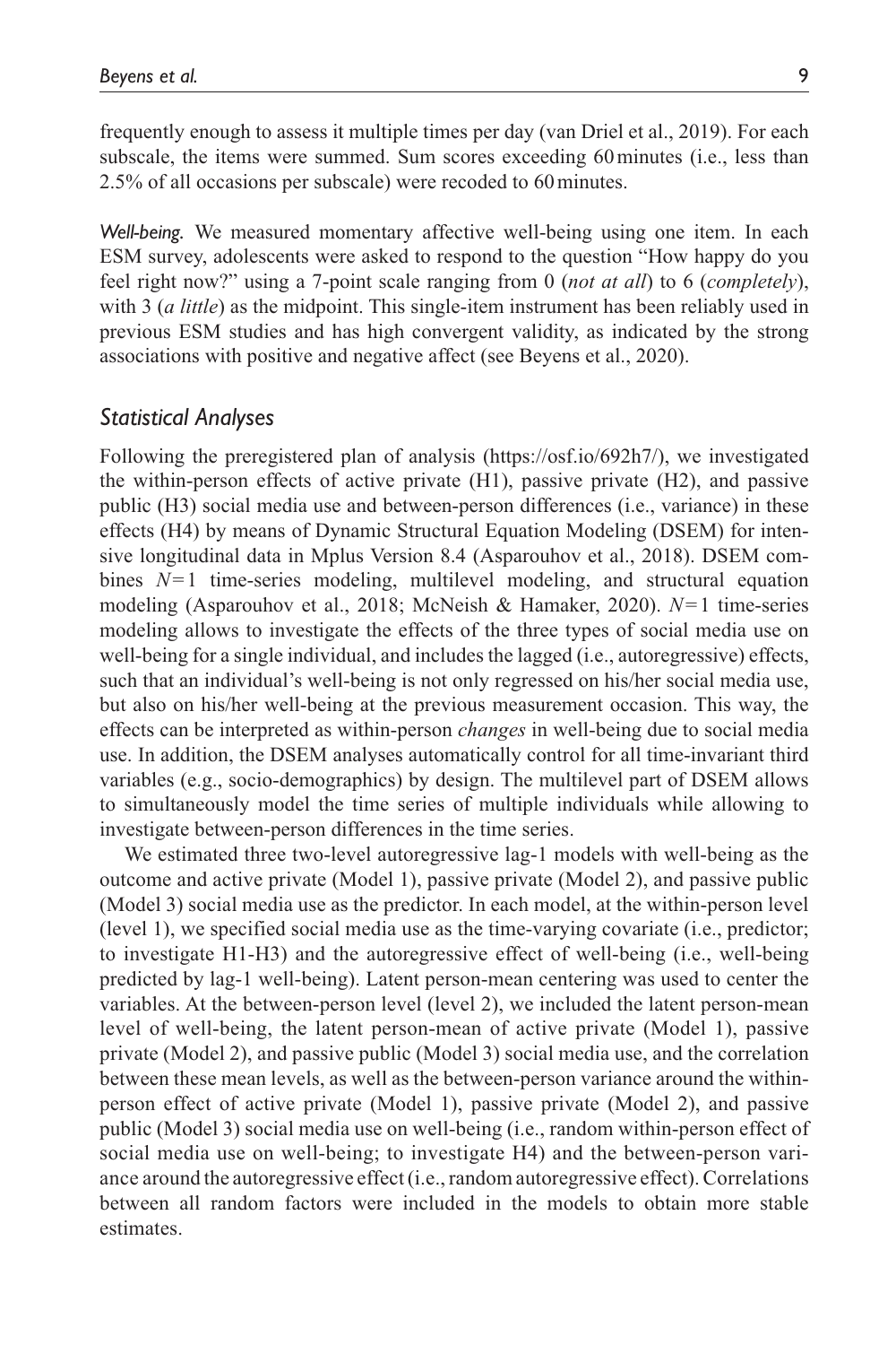frequently enough to assess it multiple times per day (van Driel et al., 2019). For each subscale, the items were summed. Sum scores exceeding 60 minutes (i.e., less than 2.5% of all occasions per subscale) were recoded to 60 minutes.

*Well-being.* We measured momentary affective well-being using one item. In each ESM survey, adolescents were asked to respond to the question "How happy do you feel right now?" using a 7-point scale ranging from 0 (*not at all*) to 6 (*completely*), with 3 (*a little*) as the midpoint. This single-item instrument has been reliably used in previous ESM studies and has high convergent validity, as indicated by the strong associations with positive and negative affect (see Beyens et al., 2020).

## *Statistical Analyses*

Following the preregistered plan of analysis (https://osf.io/692h7/), we investigated the within-person effects of active private (H1), passive private (H2), and passive public (H3) social media use and between-person differences (i.e., variance) in these effects (H4) by means of Dynamic Structural Equation Modeling (DSEM) for intensive longitudinal data in Mplus Version 8.4 (Asparouhov et al., 2018). DSEM combines $N=1$ time-series modeling, multilevel modeling, and structural equation modeling (Asparouhov et al., 2018; McNeish & Hamaker, 2020). $N=1$ time-series modeling allows to investigate the effects of the three types of social media use on well-being for a single individual, and includes the lagged (i.e., autoregressive) effects, such that an individual's well-being is not only regressed on his/her social media use, but also on his/her well-being at the previous measurement occasion. This way, the effects can be interpreted as within-person *changes* in well-being due to social media use. In addition, the DSEM analyses automatically control for all time-invariant third variables (e.g., socio-demographics) by design. The multilevel part of DSEM allows to simultaneously model the time series of multiple individuals while allowing to investigate between-person differences in the time series.

We estimated three two-level autoregressive lag-1 models with well-being as the outcome and active private (Model 1), passive private (Model 2), and passive public (Model 3) social media use as the predictor. In each model, at the within-person level (level 1), we specified social media use as the time-varying covariate (i.e., predictor; to investigate H1-H3) and the autoregressive effect of well-being (i.e., well-being predicted by lag-1 well-being). Latent person-mean centering was used to center the variables. At the between-person level (level 2), we included the latent person-mean level of well-being, the latent person-mean of active private (Model 1), passive private (Model 2), and passive public (Model 3) social media use, and the correlation between these mean levels, as well as the between-person variance around the within-person effect of active private (Model 1), passive private (Model 2), and passive public (Model 3) social media use on well-being (i.e., random within-person effect of social media use on well-being; to investigate H4) and the between-person variance around the autoregressive effect (i.e., random autoregressive effect). Correlations between all random factors were included in the models to obtain more stable estimates.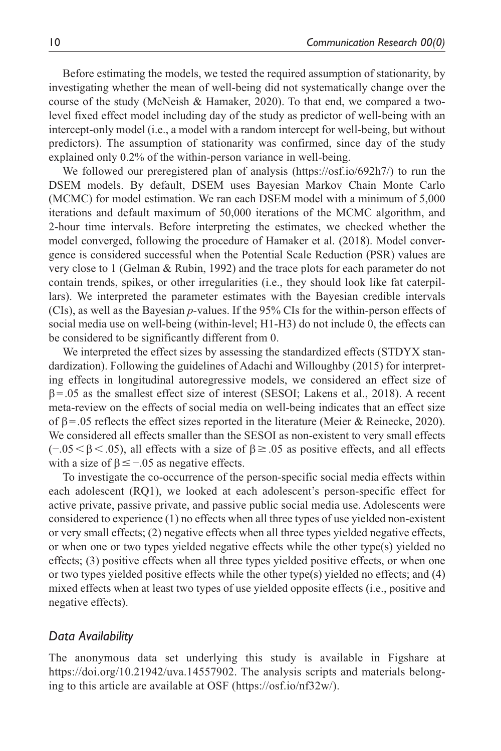Before estimating the models, we tested the required assumption of stationarity, by investigating whether the mean of well-being did not systematically change over the course of the study (McNeish & Hamaker, 2020). To that end, we compared a two-level fixed effect model including day of the study as predictor of well-being with an intercept-only model (i.e., a model with a random intercept for well-being, but without predictors). The assumption of stationarity was confirmed, since day of the study explained only 0.2% of the within-person variance in well-being.

We followed our preregistered plan of analysis (https://osf.io/692h7/) to run the DSEM models. By default, DSEM uses Bayesian Markov Chain Monte Carlo (MCMC) for model estimation. We ran each DSEM model with a minimum of 5,000 iterations and default maximum of 50,000 iterations of the MCMC algorithm, and 2-hour time intervals. Before interpreting the estimates, we checked whether the model converged, following the procedure of Hamaker et al. (2018). Model convergence is considered successful when the Potential Scale Reduction (PSR) values are very close to 1 (Gelman & Rubin, 1992) and the trace plots for each parameter do not contain trends, spikes, or other irregularities (i.e., they should look like fat caterpillars). We interpreted the parameter estimates with the Bayesian credible intervals (CIs), as well as the Bayesian *p*-values. If the 95% CIs for the within-person effects of social media use on well-being (within-level; H1-H3) do not include 0, the effects can be considered to be significantly different from 0.

We interpreted the effect sizes by assessing the standardized effects (STDYX standardization). Following the guidelines of Adachi and Willoughby (2015) for interpreting effects in longitudinal autoregressive models, we considered an effect size of $\beta = .05$ as the smallest effect size of interest (SESOI; Lakens et al., 2018). A recent meta-review on the effects of social media on well-being indicates that an effect size of $\beta = .05$ reflects the effect sizes reported in the literature (Meier & Reinecke, 2020). We considered all effects smaller than the SESOI as non-existent to very small effects ($-.05 < \beta < .05$), all effects with a size of $\beta \geq .05$ as positive effects, and all effects with a size of $\beta \leq -.05$ as negative effects.

To investigate the co-occurrence of the person-specific social media effects within each adolescent (RQ1), we looked at each adolescent's person-specific effect for active private, passive private, and passive public social media use. Adolescents were considered to experience (1) no effects when all three types of use yielded non-existent or very small effects; (2) negative effects when all three types yielded negative effects, or when one or two types yielded negative effects while the other type(s) yielded no effects; (3) positive effects when all three types yielded positive effects, or when one or two types yielded positive effects while the other type(s) yielded no effects; and (4) mixed effects when at least two types of use yielded opposite effects (i.e., positive and negative effects).

## *Data Availability*

The anonymous data set underlying this study is available in Figshare at https://doi.org/10.21942/uva.14557902. The analysis scripts and materials belonging to this article are available at OSF (https://osf.io/nf32w/).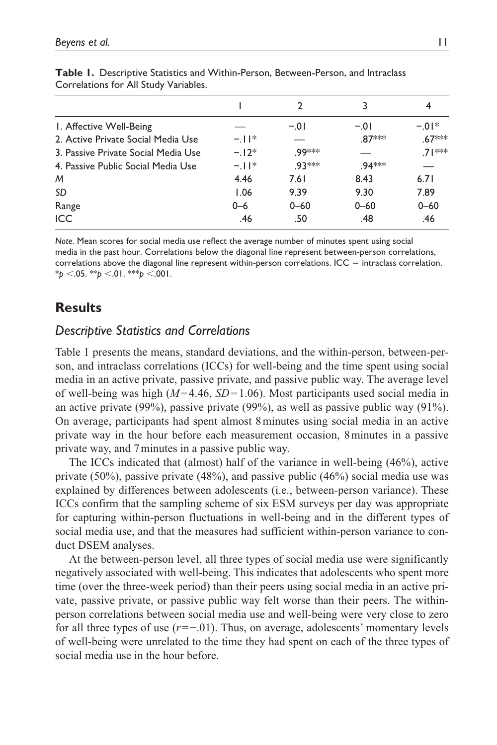**Table 1.** Descriptive Statistics and Within-Person, Between-Person, and Intraclass Correlations for All Study Variables.

| | 1 | 2 | 3 | 4 |
|---|---|---|---|---|
| 1. Affective Well-Being | — | −.01 | −.01 | −.01* |
| 2. Active Private Social Media Use | −.11* | — | .87*** | .67*** |
| 3. Passive Private Social Media Use | −.12* | .99*** | — | .71*** |
| 4. Passive Public Social Media Use | −.11* | .93*** | .94*** | — |
| *M* | 4.46 | 7.61 | 8.43 | 6.71 |
| *SD* | 1.06 | 9.39 | 9.30 | 7.89 |
| Range | 0–6 | 0–60 | 0–60 | 0–60 |
| ICC | .46 | .50 | .48 | .46 |

*Note.* Mean scores for social media use reflect the average number of minutes spent using social media in the past hour. Correlations below the diagonal line represent between-person correlations, correlations above the diagonal line represent within-person correlations. ICC = intraclass correlation. *$p < .05$. **$p < .01$. ***$p < .001$.

## Results

### *Descriptive Statistics and Correlations*

Table 1 presents the means, standard deviations, and the within-person, between-person, and intraclass correlations (ICCs) for well-being and the time spent using social media in an active private, passive private, and passive public way. The average level of well-being was high ($M = 4.46$, $SD = 1.06$). Most participants used social media in an active private (99%), passive private (99%), as well as passive public way (91%). On average, participants had spent almost 8 minutes using social media in an active private way in the hour before each measurement occasion, 8 minutes in a passive private way, and 7 minutes in a passive public way.

The ICCs indicated that (almost) half of the variance in well-being (46%), active private (50%), passive private (48%), and passive public (46%) social media use was explained by differences between adolescents (i.e., between-person variance). These ICCs confirm that the sampling scheme of six ESM surveys per day was appropriate for capturing within-person fluctuations in well-being and in the different types of social media use, and that the measures had sufficient within-person variance to conduct DSEM analyses.

At the between-person level, all three types of social media use were significantly negatively associated with well-being. This indicates that adolescents who spent more time (over the three-week period) than their peers using social media in an active private, passive private, or passive public way felt worse than their peers. The within-person correlations between social media use and well-being were very close to zero for all three types of use ($r = −.01$). Thus, on average, adolescents' momentary levels of well-being were unrelated to the time they had spent on each of the three types of social media use in the hour before.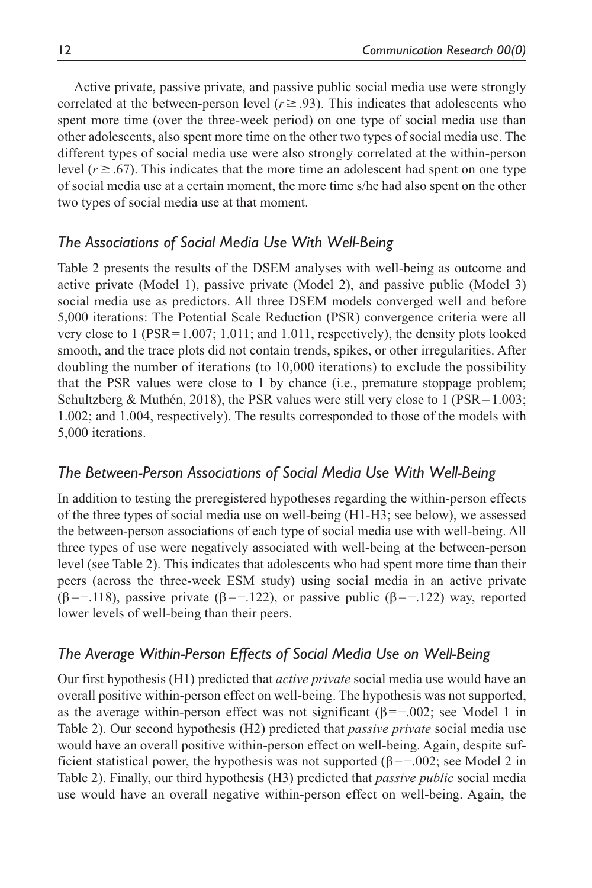Active private, passive private, and passive public social media use were strongly correlated at the between-person level ($r \geq .93$). This indicates that adolescents who spent more time (over the three-week period) on one type of social media use than other adolescents, also spent more time on the other two types of social media use. The different types of social media use were also strongly correlated at the within-person level ($r \geq .67$). This indicates that the more time an adolescent had spent on one type of social media use at a certain moment, the more time s/he had also spent on the other two types of social media use at that moment.

### *The Associations of Social Media Use With Well-Being*

Table 2 presents the results of the DSEM analyses with well-being as outcome and active private (Model 1), passive private (Model 2), and passive public (Model 3) social media use as predictors. All three DSEM models converged well and before 5,000 iterations: The Potential Scale Reduction (PSR) convergence criteria were all very close to 1 (PSR = 1.007; 1.011; and 1.011, respectively), the density plots looked smooth, and the trace plots did not contain trends, spikes, or other irregularities. After doubling the number of iterations (to 10,000 iterations) to exclude the possibility that the PSR values were close to 1 by chance (i.e., premature stoppage problem; Schultzberg & Muthén, 2018), the PSR values were still very close to 1 (PSR = 1.003; 1.002; and 1.004, respectively). The results corresponded to those of the models with 5,000 iterations.

### *The Between-Person Associations of Social Media Use With Well-Being*

In addition to testing the preregistered hypotheses regarding the within-person effects of the three types of social media use on well-being (H1-H3; see below), we assessed the between-person associations of each type of social media use with well-being. All three types of use were negatively associated with well-being at the between-person level (see Table 2). This indicates that adolescents who had spent more time than their peers (across the three-week ESM study) using social media in an active private ($\beta = -.118$), passive private ($\beta = -.122$), or passive public ($\beta = -.122$) way, reported lower levels of well-being than their peers.

### *The Average Within-Person Effects of Social Media Use on Well-Being*

Our first hypothesis (H1) predicted that *active private* social media use would have an overall positive within-person effect on well-being. The hypothesis was not supported, as the average within-person effect was not significant ($\beta = -.002$; see Model 1 in Table 2). Our second hypothesis (H2) predicted that *passive private* social media use would have an overall positive within-person effect on well-being. Again, despite sufficient statistical power, the hypothesis was not supported ($\beta = -.002$; see Model 2 in Table 2). Finally, our third hypothesis (H3) predicted that *passive public* social media use would have an overall negative within-person effect on well-being. Again, the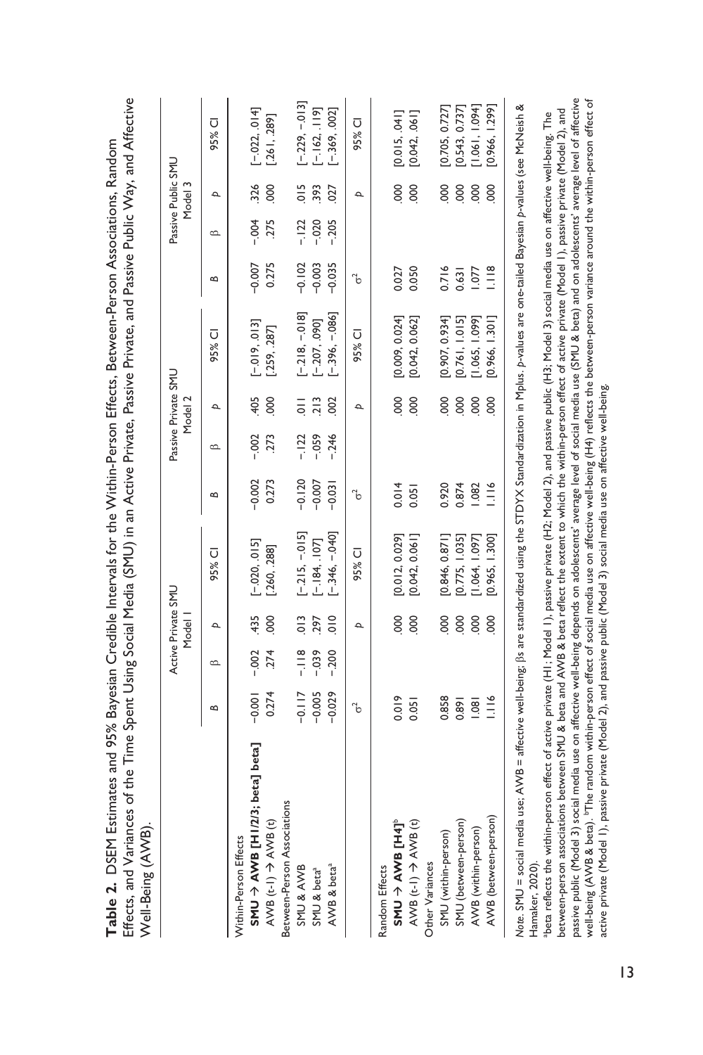**Table 2.** DSEM Estimates and 95% Bayesian Credible Intervals for the Within-Person Effects, Between-Person Associations, Random Effects, and Variances of the Time Spent Using Social Media (SMU) in an Active Private, Passive Private, and Passive Public Way, and Affective Well-Being (AWB).

| | Active Private SMU Model 1 | | | | Passive Private SMU Model 2 | | | | Passive Public SMU Model 3 | | | |
|---|---|---|---|---|---|---|---|---|---|---|---|---|
| | B | β | p | 95% CI | B | β | p | 95% CI | B | β | p | 95% CI |
| Within-Person Effects | | | | | | | | | | | | |
| **SMU → AWB [H1/2/3; beta] beta]** | −0.001 | -.002 | .435 | [−.020, .015] | −0.002 | -.002 | .405 | [−.019, .013] | −0.007 | -.004 | .326 | [−.022, .014] |
| AWB (t-1) → AWB (t) | 0.274 | .274 | .000 | [.260, .288] | 0.273 | .273 | .000 | [.259, .287] | 0.275 | .275 | .000 | [.261, .289] |
| Between-Person Associations | | | | | | | | | | | | |
| SMU & AWB | −0.117 | −.118 | .013 | [−.215, −.015] | −0.120 | −.122 | .011 | [−.218, −.018] | −0.102 | −.122 | .015 | [−.229, −.013] |
| SMU & beta[a] | −0.005 | −.039 | .297 | [−.184, .107] | −0.007 | −.059 | .213 | [−.207, .090] | −0.003 | −.020 | .393 | [−.162, .119] |
| AWB & beta[a] | −0.029 | −.200 | .010 | [−.346, −.040] | −0.031 | −.246 | .002 | [−.396, −.086] | −0.035 | −.205 | .027 | [−.369, .002] |
| | $\sigma^2$ | | p | 95% CI | $\sigma^2$ | | p | 95% CI | $\sigma^2$ | | p | 95% CI |
| Random Effects | | | | | | | | | | | | |
| **SMU → AWB [H4]**[b] | 0.019 | | .000 | [0.012, 0.029] | 0.014 | | .000 | [0.009, 0.024] | 0.027 | | .000 | [0.015, .041] |
| AWB (t-1) → AWB (t) | 0.051 | | .000 | [0.042, 0.061] | 0.051 | | .000 | [0.042, 0.062] | 0.050 | | .000 | [0.042, .061] |
| Other Variances | | | | | | | | | | | | |
| SMU (within-person) | 0.858 | | .000 | [0.846, 0.871] | 0.920 | | .000 | [0.907, 0.934] | 0.716 | | .000 | [0.705, 0.727] |
| SMU (between-person) | 0.891 | | .000 | [0.775, 1.035] | 0.874 | | .000 | [0.761, 1.015] | 0.631 | | .000 | [0.543, 0.737] |
| AWB (within-person) | 1.081 | | .000 | [1.064, 1.097] | 1.082 | | .000 | [1.065, 1.099] | 1.077 | | .000 | [1.061, 1.094] |
| AWB (between-person) | 1.116 | | .000 | [0.965, 1.300] | 1.116 | | .000 | [0.966, 1.301] | 1.118 | | .000 | [0.966, 1.299] |

*Note.* SMU = social media use; AWB = affective well-being; βs are standardized using the STDYX Standardization in Mplus. *p*-values are one-tailed Bayesian *p*-values (see McNeish & Hamaker, 2020).
[a]beta reflects the within-person effect of active private (H1; Model 1), passive private (H2; Model 2), and passive public (H3; Model 3) social media use on affective well-being. The between-person associations between SMU & beta and AWB & beta reflect the extent to which the within-person effect of active private (Model 1), passive private (Model 2), and passive public (Model 3) social media use on affective well-being depends on adolescents' average level of social media use (SMU & beta) and on adolescents' average level of affective well-being (AWB & beta). [b]The random within-person effect of social media use on affective well-being (H4) reflects the between-person variance around the within-person effect of active private (Model 1), passive private (Model 2), and passive public (Model 3) social media use on affective well-being.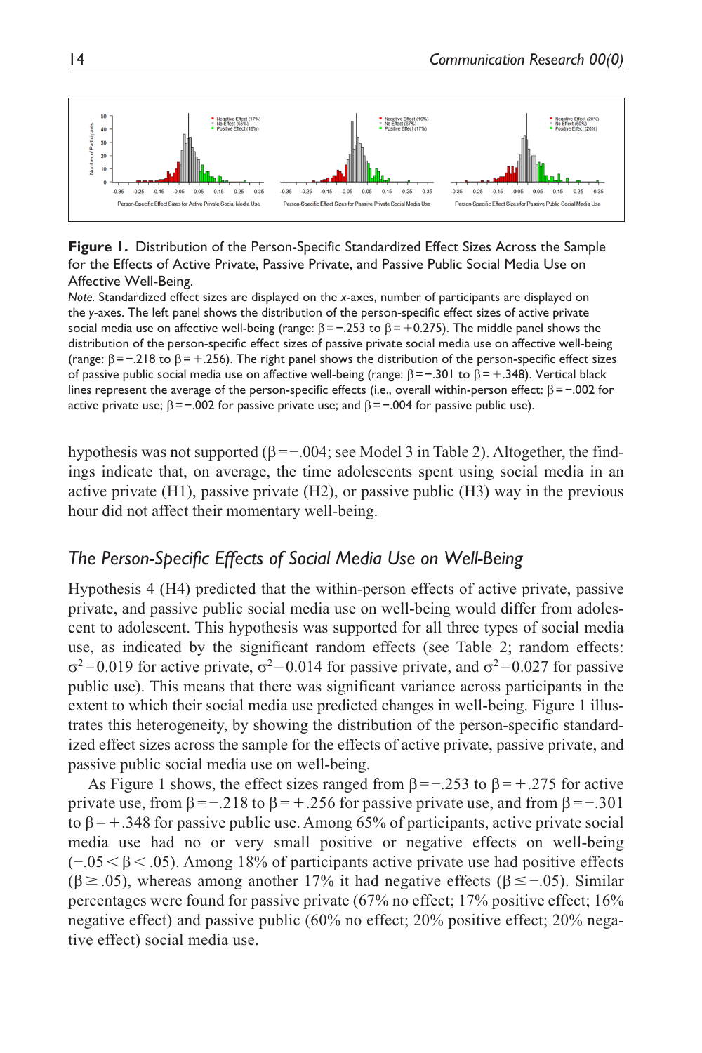**Figure 1.** Distribution of the Person-Specific Standardized Effect Sizes Across the Sample for the Effects of Active Private, Passive Private, and Passive Public Social Media Use on Affective Well-Being.

*Note.* Standardized effect sizes are displayed on the *x*-axes, number of participants are displayed on the *y*-axes. The left panel shows the distribution of the person-specific effect sizes of active private social media use on affective well-being (range: $\beta = -.253$ to $\beta = +0.275$). The middle panel shows the distribution of the person-specific effect sizes of passive private social media use on affective well-being (range: $\beta = -.218$ to $\beta = +.256$). The right panel shows the distribution of the person-specific effect sizes of passive public social media use on affective well-being (range: $\beta = -.301$ to $\beta = +.348$). Vertical black lines represent the average of the person-specific effects (i.e., overall within-person effect: $\beta = -.002$ for active private use; $\beta = -.002$ for passive private use; and $\beta = -.004$ for passive public use).

hypothesis was not supported ($\beta = -.004$; see Model 3 in Table 2). Altogether, the findings indicate that, on average, the time adolescents spent using social media in an active private (H1), passive private (H2), or passive public (H3) way in the previous hour did not affect their momentary well-being.

## *The Person-Specific Effects of Social Media Use on Well-Being*

Hypothesis 4 (H4) predicted that the within-person effects of active private, passive private, and passive public social media use on well-being would differ from adolescent to adolescent. This hypothesis was supported for all three types of social media use, as indicated by the significant random effects (see Table 2; random effects: $\sigma^2 = 0.019$ for active private, $\sigma^2 = 0.014$ for passive private, and $\sigma^2 = 0.027$ for passive public use). This means that there was significant variance across participants in the extent to which their social media use predicted changes in well-being. Figure 1 illustrates this heterogeneity, by showing the distribution of the person-specific standardized effect sizes across the sample for the effects of active private, passive private, and passive public social media use on well-being.

As Figure 1 shows, the effect sizes ranged from $\beta = -.253$ to $\beta = +.275$ for active private use, from $\beta = -.218$ to $\beta = +.256$ for passive private use, and from $\beta = -.301$ to $\beta = +.348$ for passive public use. Among 65% of participants, active private social media use had no or very small positive or negative effects on well-being ($-.05 < \beta < .05$). Among 18% of participants active private use had positive effects ($\beta \geq .05$), whereas among another 17% it had negative effects ($\beta \leq -.05$). Similar percentages were found for passive private (67% no effect; 17% positive effect; 16% negative effect) and passive public (60% no effect; 20% positive effect; 20% negative effect) social media use.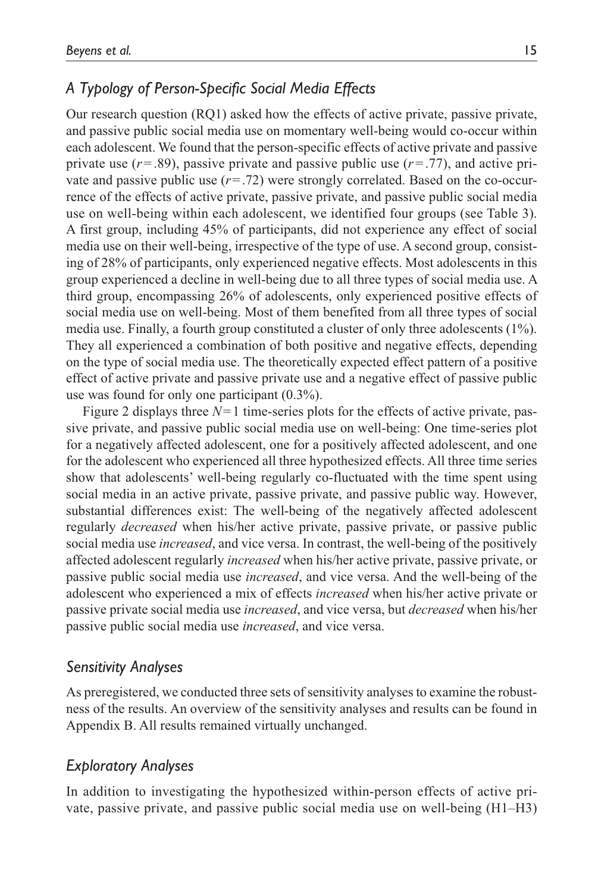### *A Typology of Person-Specific Social Media Effects*

Our research question (RQ1) asked how the effects of active private, passive private, and passive public social media use on momentary well-being would co-occur within each adolescent. We found that the person-specific effects of active private and passive private use ($r = .89$), passive private and passive public use ($r = .77$), and active private and passive public use ($r = .72$) were strongly correlated. Based on the co-occurrence of the effects of active private, passive private, and passive public social media use on well-being within each adolescent, we identified four groups (see Table 3). A first group, including 45% of participants, did not experience any effect of social media use on their well-being, irrespective of the type of use. A second group, consisting of 28% of participants, only experienced negative effects. Most adolescents in this group experienced a decline in well-being due to all three types of social media use. A third group, encompassing 26% of adolescents, only experienced positive effects of social media use on well-being. Most of them benefited from all three types of social media use. Finally, a fourth group constituted a cluster of only three adolescents (1%). They all experienced a combination of both positive and negative effects, depending on the type of social media use. The theoretically expected effect pattern of a positive effect of active private and passive private use and a negative effect of passive public use was found for only one participant (0.3%).

Figure 2 displays three $N = 1$ time-series plots for the effects of active private, passive private, and passive public social media use on well-being: One time-series plot for a negatively affected adolescent, one for a positively affected adolescent, and one for the adolescent who experienced all three hypothesized effects. All three time series show that adolescents' well-being regularly co-fluctuated with the time spent using social media in an active private, passive private, and passive public way. However, substantial differences exist: The well-being of the negatively affected adolescent regularly *decreased* when his/her active private, passive private, or passive public social media use *increased*, and vice versa. In contrast, the well-being of the positively affected adolescent regularly *increased* when his/her active private, passive private, or passive public social media use *increased*, and vice versa. And the well-being of the adolescent who experienced a mix of effects *increased* when his/her active private or passive private social media use *increased*, and vice versa, but *decreased* when his/her passive public social media use *increased*, and vice versa.

### *Sensitivity Analyses*

As preregistered, we conducted three sets of sensitivity analyses to examine the robustness of the results. An overview of the sensitivity analyses and results can be found in Appendix B. All results remained virtually unchanged.

### *Exploratory Analyses*

In addition to investigating the hypothesized within-person effects of active private, passive private, and passive public social media use on well-being (H1–H3)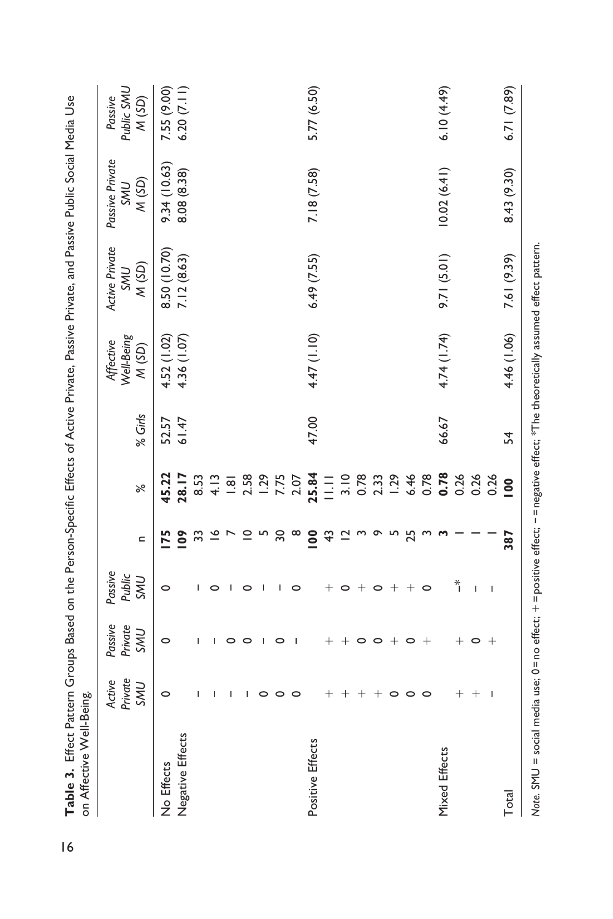**Table 3.** Effect Pattern Groups Based on the Person-Specific Effects of Active Private, Passive Private, and Passive Public Social Media Use on Affective Well-Being.

| | Active Private SMU | Passive Private SMU | Passive Public SMU | n | % | % Girls | Affective Well-Being M (SD) | Active Private SMU M (SD) | Passive Private SMU M (SD) | Passive Public SMU M (SD) |
|---|---|---|---|---|---|---|---|---|---|---|
| No Effects | 0 | 0 | 0 | **175** | **45.22** | 52.57 | 4.52 (1.02) | 8.50 (10.70) | 9.34 (10.63) | 7.55 (9.00) |
| Negative Effects | | | | **109** | **28.17** | 61.47 | 4.36 (1.07) | 7.12 (8.63) | 8.08 (8.38) | 6.20 (7.11) |
| | − | − | − | 33 | 8.53 | | | | | |
| | − | − | 0 | 16 | 4.13 | | | | | |
| | − | 0 | − | 7 | 1.81 | | | | | |
| | − | 0 | 0 | 10 | 2.58 | | | | | |
| | 0 | − | − | 5 | 1.29 | | | | | |
| | 0 | 0 | − | 30 | 7.75 | | | | | |
| | 0 | − | 0 | 8 | 2.07 | | | | | |
| Positive Effects | | | | **100** | **25.84** | 47.00 | 4.47 (1.10) | 6.49 (7.55) | 7.18 (7.58) | 5.77 (6.50) |
| | + | + | + | 43 | 11.11 | | | | | |
| | + | + | 0 | 12 | 3.10 | | | | | |
| | + | 0 | + | 3 | 0.78 | | | | | |
| | + | 0 | 0 | 9 | 2.33 | | | | | |
| | 0 | + | + | 5 | 1.29 | | | | | |
| | 0 | 0 | + | 25 | 6.46 | | | | | |
| | 0 | + | 0 | 3 | 0.78 | | | | | |
| Mixed Effects | | | | **3** | **0.78** | 66.67 | 4.74 (1.74) | 9.71 (5.01) | 10.02 (6.41) | 6.10 (4.49) |
| | + | + | −* | 1 | 0.26 | | | | | |
| | + | 0 | − | 1 | 0.26 | | | | | |
| | − | + | − | 1 | 0.26 | | | | | |
| Total | | | | **387** | **100** | 54 | 4.46 (1.06) | 7.61 (9.39) | 8.43 (9.30) | 6.71 (7.89) |

*Note.* SMU = social media use; 0 = no effect; + = positive effect; − = negative effect; *The theoretically assumed effect pattern.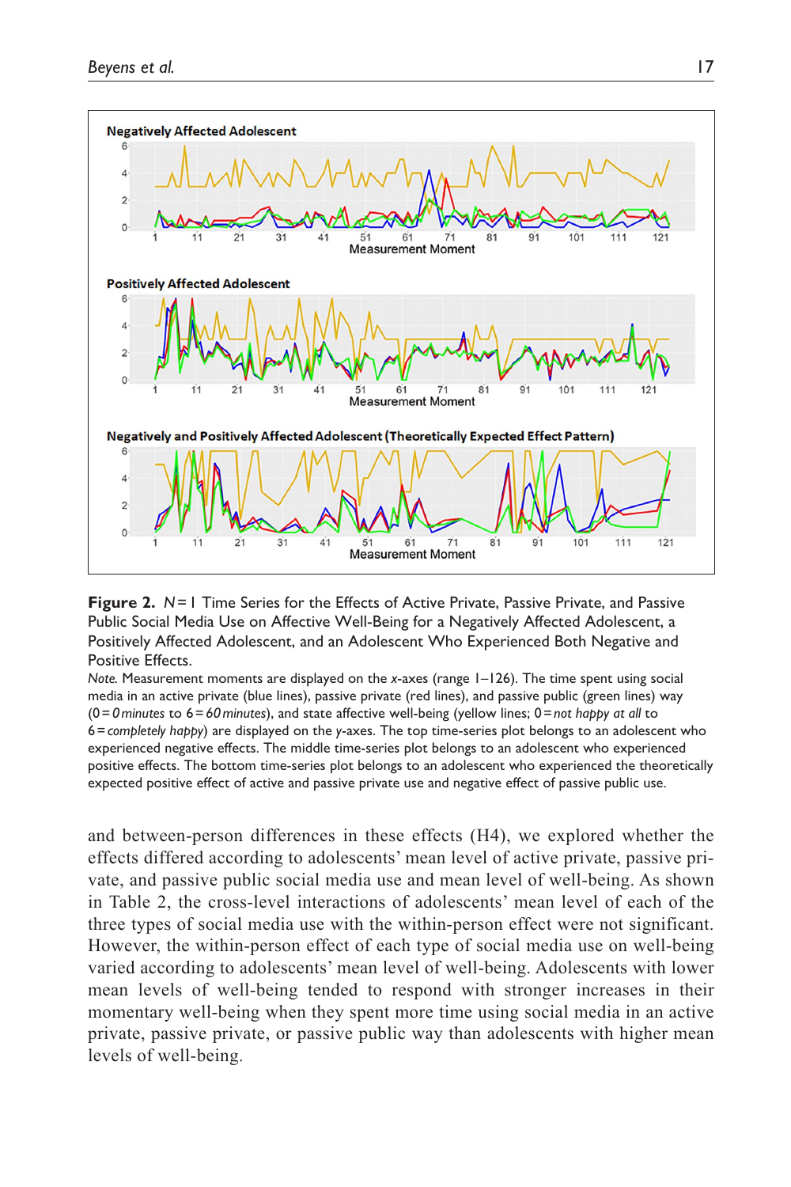**Figure 2.** *N* = 1 Time Series for the Effects of Active Private, Passive Private, and Passive Public Social Media Use on Affective Well-Being for a Negatively Affected Adolescent, a Positively Affected Adolescent, and an Adolescent Who Experienced Both Negative and Positive Effects.

*Note.* Measurement moments are displayed on the *x*-axes (range 1–126). The time spent using social media in an active private (blue lines), passive private (red lines), and passive public (green lines) way (0 = *0 minutes* to 6 = *60 minutes*), and state affective well-being (yellow lines; 0 = *not happy at all* to 6 = *completely happy*) are displayed on the *y*-axes. The top time-series plot belongs to an adolescent who experienced negative effects. The middle time-series plot belongs to an adolescent who experienced positive effects. The bottom time-series plot belongs to an adolescent who experienced the theoretically expected positive effect of active and passive private use and negative effect of passive public use.

and between-person differences in these effects (H4), we explored whether the effects differed according to adolescents' mean level of active private, passive private, and passive public social media use and mean level of well-being. As shown in Table 2, the cross-level interactions of adolescents' mean level of each of the three types of social media use with the within-person effect were not significant. However, the within-person effect of each type of social media use on well-being varied according to adolescents' mean level of well-being. Adolescents with lower mean levels of well-being tended to respond with stronger increases in their momentary well-being when they spent more time using social media in an active private, passive private, or passive public way than adolescents with higher mean levels of well-being.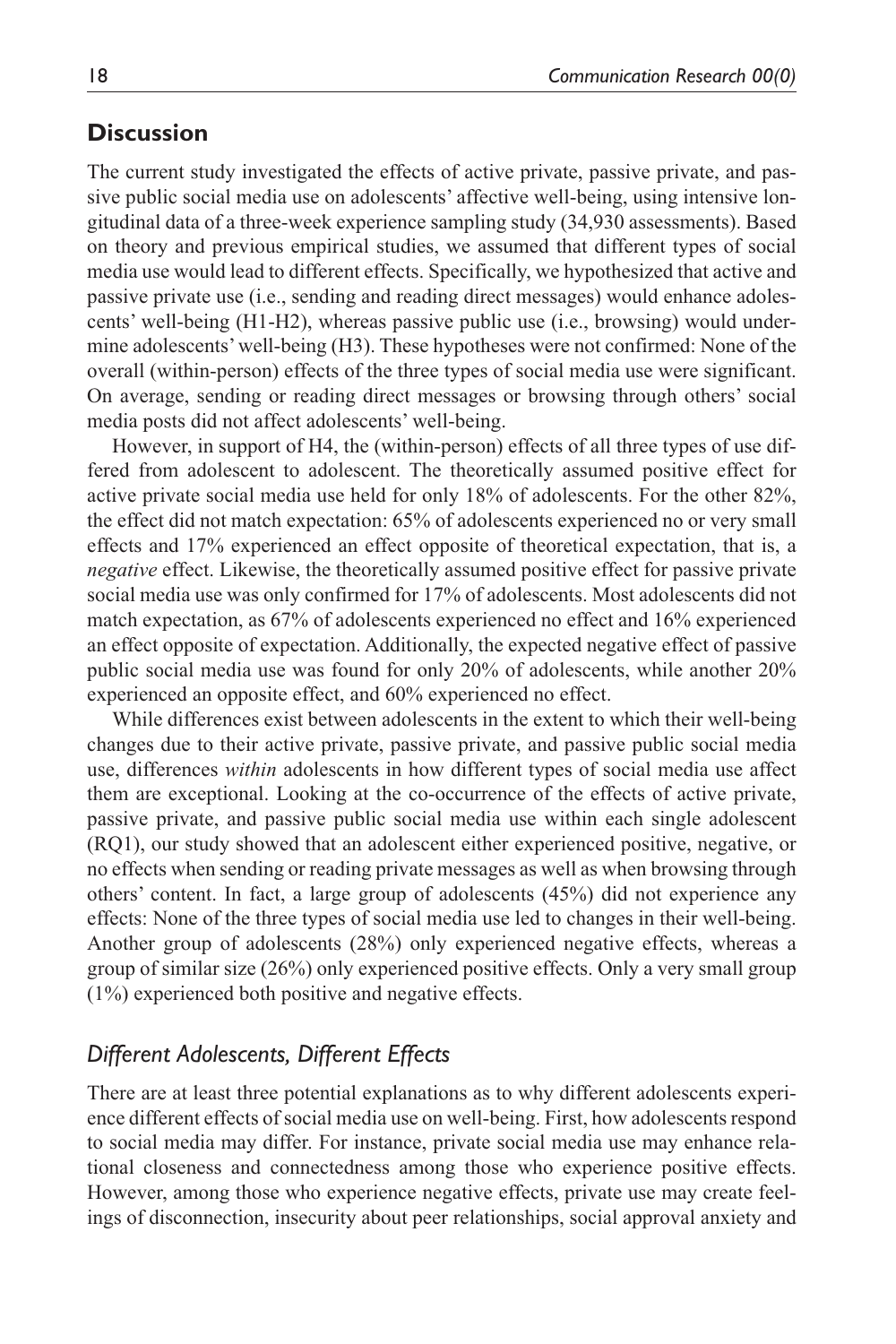## Discussion

The current study investigated the effects of active private, passive private, and passive public social media use on adolescents' affective well-being, using intensive longitudinal data of a three-week experience sampling study (34,930 assessments). Based on theory and previous empirical studies, we assumed that different types of social media use would lead to different effects. Specifically, we hypothesized that active and passive private use (i.e., sending and reading direct messages) would enhance adolescents' well-being (H1-H2), whereas passive public use (i.e., browsing) would undermine adolescents' well-being (H3). These hypotheses were not confirmed: None of the overall (within-person) effects of the three types of social media use were significant. On average, sending or reading direct messages or browsing through others' social media posts did not affect adolescents' well-being.

However, in support of H4, the (within-person) effects of all three types of use differed from adolescent to adolescent. The theoretically assumed positive effect for active private social media use held for only 18% of adolescents. For the other 82%, the effect did not match expectation: 65% of adolescents experienced no or very small effects and 17% experienced an effect opposite of theoretical expectation, that is, a *negative* effect. Likewise, the theoretically assumed positive effect for passive private social media use was only confirmed for 17% of adolescents. Most adolescents did not match expectation, as 67% of adolescents experienced no effect and 16% experienced an effect opposite of expectation. Additionally, the expected negative effect of passive public social media use was found for only 20% of adolescents, while another 20% experienced an opposite effect, and 60% experienced no effect.

While differences exist between adolescents in the extent to which their well-being changes due to their active private, passive private, and passive public social media use, differences *within* adolescents in how different types of social media use affect them are exceptional. Looking at the co-occurrence of the effects of active private, passive private, and passive public social media use within each single adolescent (RQ1), our study showed that an adolescent either experienced positive, negative, or no effects when sending or reading private messages as well as when browsing through others' content. In fact, a large group of adolescents (45%) did not experience any effects: None of the three types of social media use led to changes in their well-being. Another group of adolescents (28%) only experienced negative effects, whereas a group of similar size (26%) only experienced positive effects. Only a very small group (1%) experienced both positive and negative effects.

### *Different Adolescents, Different Effects*

There are at least three potential explanations as to why different adolescents experience different effects of social media use on well-being. First, how adolescents respond to social media may differ. For instance, private social media use may enhance relational closeness and connectedness among those who experience positive effects. However, among those who experience negative effects, private use may create feelings of disconnection, insecurity about peer relationships, social approval anxiety and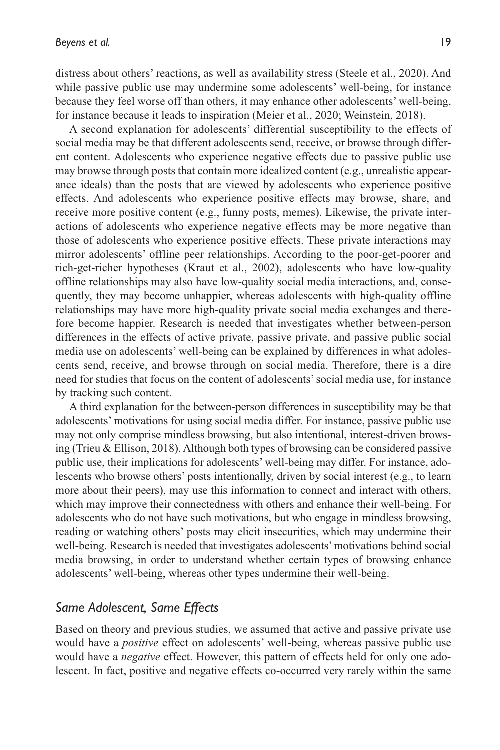distress about others' reactions, as well as availability stress (Steele et al., 2020). And while passive public use may undermine some adolescents' well-being, for instance because they feel worse off than others, it may enhance other adolescents' well-being, for instance because it leads to inspiration (Meier et al., 2020; Weinstein, 2018).

A second explanation for adolescents' differential susceptibility to the effects of social media may be that different adolescents send, receive, or browse through different content. Adolescents who experience negative effects due to passive public use may browse through posts that contain more idealized content (e.g., unrealistic appearance ideals) than the posts that are viewed by adolescents who experience positive effects. And adolescents who experience positive effects may browse, share, and receive more positive content (e.g., funny posts, memes). Likewise, the private interactions of adolescents who experience negative effects may be more negative than those of adolescents who experience positive effects. These private interactions may mirror adolescents' offline peer relationships. According to the poor-get-poorer and rich-get-richer hypotheses (Kraut et al., 2002), adolescents who have low-quality offline relationships may also have low-quality social media interactions, and, consequently, they may become unhappier, whereas adolescents with high-quality offline relationships may have more high-quality private social media exchanges and therefore become happier. Research is needed that investigates whether between-person differences in the effects of active private, passive private, and passive public social media use on adolescents' well-being can be explained by differences in what adolescents send, receive, and browse through on social media. Therefore, there is a dire need for studies that focus on the content of adolescents' social media use, for instance by tracking such content.

A third explanation for the between-person differences in susceptibility may be that adolescents' motivations for using social media differ. For instance, passive public use may not only comprise mindless browsing, but also intentional, interest-driven browsing (Trieu & Ellison, 2018). Although both types of browsing can be considered passive public use, their implications for adolescents' well-being may differ. For instance, adolescents who browse others' posts intentionally, driven by social interest (e.g., to learn more about their peers), may use this information to connect and interact with others, which may improve their connectedness with others and enhance their well-being. For adolescents who do not have such motivations, but who engage in mindless browsing, reading or watching others' posts may elicit insecurities, which may undermine their well-being. Research is needed that investigates adolescents' motivations behind social media browsing, in order to understand whether certain types of browsing enhance adolescents' well-being, whereas other types undermine their well-being.

### *Same Adolescent, Same Effects*

Based on theory and previous studies, we assumed that active and passive private use would have a *positive* effect on adolescents' well-being, whereas passive public use would have a *negative* effect. However, this pattern of effects held for only one adolescent. In fact, positive and negative effects co-occurred very rarely within the same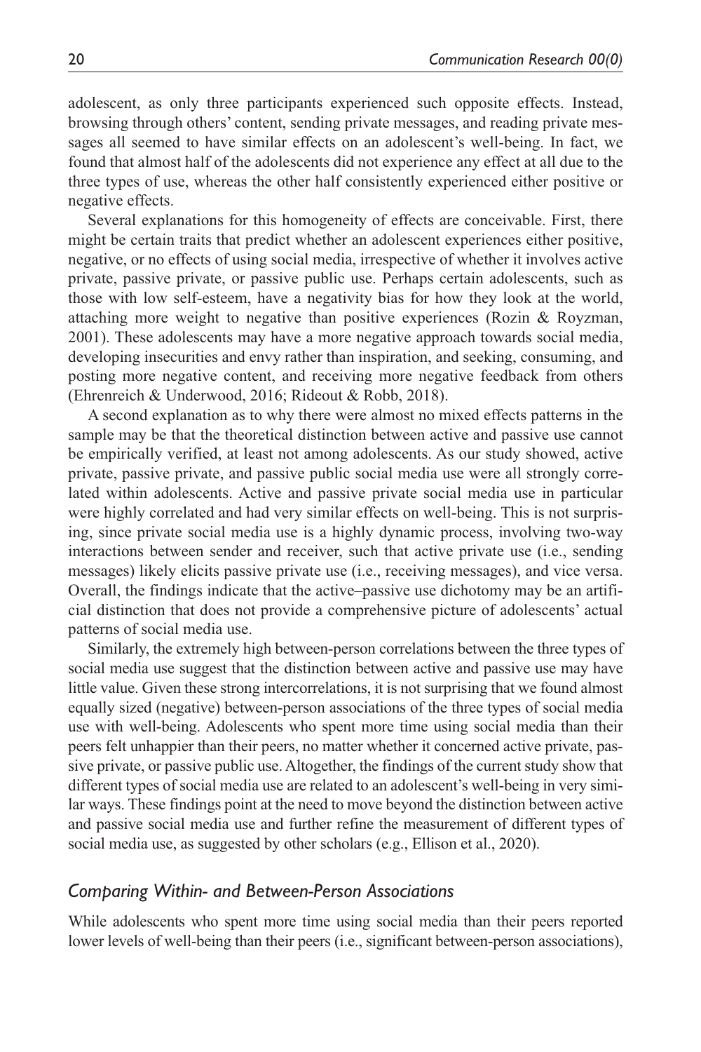adolescent, as only three participants experienced such opposite effects. Instead, browsing through others' content, sending private messages, and reading private messages all seemed to have similar effects on an adolescent's well-being. In fact, we found that almost half of the adolescents did not experience any effect at all due to the three types of use, whereas the other half consistently experienced either positive or negative effects.

Several explanations for this homogeneity of effects are conceivable. First, there might be certain traits that predict whether an adolescent experiences either positive, negative, or no effects of using social media, irrespective of whether it involves active private, passive private, or passive public use. Perhaps certain adolescents, such as those with low self-esteem, have a negativity bias for how they look at the world, attaching more weight to negative than positive experiences (Rozin & Royzman, 2001). These adolescents may have a more negative approach towards social media, developing insecurities and envy rather than inspiration, and seeking, consuming, and posting more negative content, and receiving more negative feedback from others (Ehrenreich & Underwood, 2016; Rideout & Robb, 2018).

A second explanation as to why there were almost no mixed effects patterns in the sample may be that the theoretical distinction between active and passive use cannot be empirically verified, at least not among adolescents. As our study showed, active private, passive private, and passive public social media use were all strongly correlated within adolescents. Active and passive private social media use in particular were highly correlated and had very similar effects on well-being. This is not surprising, since private social media use is a highly dynamic process, involving two-way interactions between sender and receiver, such that active private use (i.e., sending messages) likely elicits passive private use (i.e., receiving messages), and vice versa. Overall, the findings indicate that the active–passive use dichotomy may be an artificial distinction that does not provide a comprehensive picture of adolescents' actual patterns of social media use.

Similarly, the extremely high between-person correlations between the three types of social media use suggest that the distinction between active and passive use may have little value. Given these strong intercorrelations, it is not surprising that we found almost equally sized (negative) between-person associations of the three types of social media use with well-being. Adolescents who spent more time using social media than their peers felt unhappier than their peers, no matter whether it concerned active private, passive private, or passive public use. Altogether, the findings of the current study show that different types of social media use are related to an adolescent's well-being in very similar ways. These findings point at the need to move beyond the distinction between active and passive social media use and further refine the measurement of different types of social media use, as suggested by other scholars (e.g., Ellison et al., 2020).

### *Comparing Within- and Between-Person Associations*

While adolescents who spent more time using social media than their peers reported lower levels of well-being than their peers (i.e., significant between-person associations),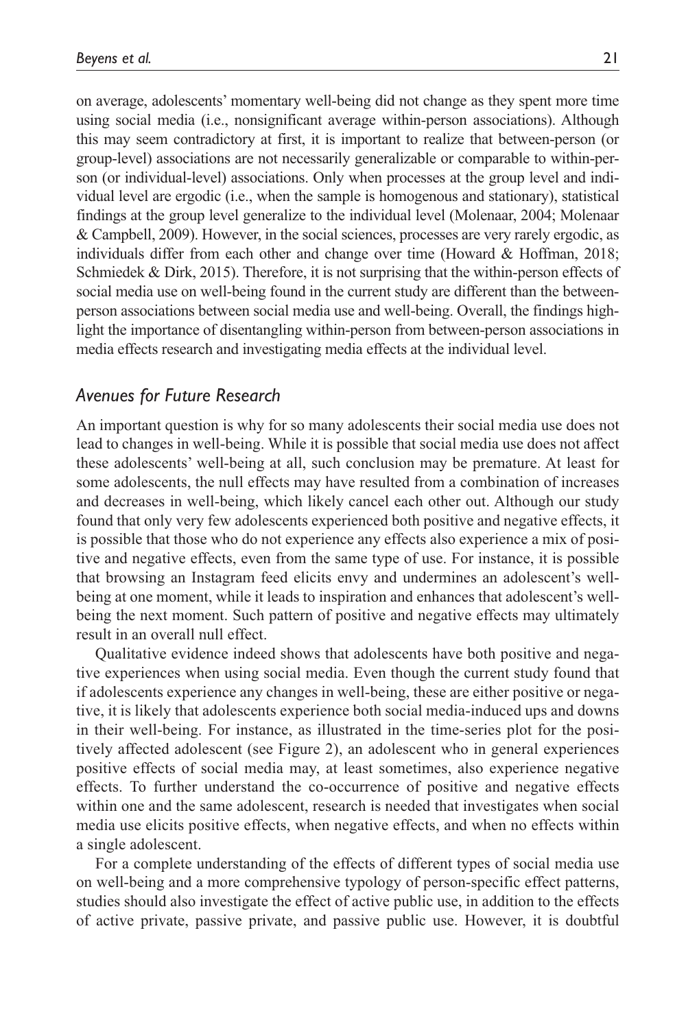on average, adolescents' momentary well-being did not change as they spent more time using social media (i.e., nonsignificant average within-person associations). Although this may seem contradictory at first, it is important to realize that between-person (or group-level) associations are not necessarily generalizable or comparable to within-person (or individual-level) associations. Only when processes at the group level and individual level are ergodic (i.e., when the sample is homogenous and stationary), statistical findings at the group level generalize to the individual level (Molenaar, 2004; Molenaar & Campbell, 2009). However, in the social sciences, processes are very rarely ergodic, as individuals differ from each other and change over time (Howard & Hoffman, 2018; Schmiedek & Dirk, 2015). Therefore, it is not surprising that the within-person effects of social media use on well-being found in the current study are different than the between-person associations between social media use and well-being. Overall, the findings highlight the importance of disentangling within-person from between-person associations in media effects research and investigating media effects at the individual level.

### *Avenues for Future Research*

An important question is why for so many adolescents their social media use does not lead to changes in well-being. While it is possible that social media use does not affect these adolescents' well-being at all, such conclusion may be premature. At least for some adolescents, the null effects may have resulted from a combination of increases and decreases in well-being, which likely cancel each other out. Although our study found that only very few adolescents experienced both positive and negative effects, it is possible that those who do not experience any effects also experience a mix of positive and negative effects, even from the same type of use. For instance, it is possible that browsing an Instagram feed elicits envy and undermines an adolescent's well-being at one moment, while it leads to inspiration and enhances that adolescent's well-being the next moment. Such pattern of positive and negative effects may ultimately result in an overall null effect.

Qualitative evidence indeed shows that adolescents have both positive and negative experiences when using social media. Even though the current study found that if adolescents experience any changes in well-being, these are either positive or negative, it is likely that adolescents experience both social media-induced ups and downs in their well-being. For instance, as illustrated in the time-series plot for the positively affected adolescent (see Figure 2), an adolescent who in general experiences positive effects of social media may, at least sometimes, also experience negative effects. To further understand the co-occurrence of positive and negative effects within one and the same adolescent, research is needed that investigates when social media use elicits positive effects, when negative effects, and when no effects within a single adolescent.

For a complete understanding of the effects of different types of social media use on well-being and a more comprehensive typology of person-specific effect patterns, studies should also investigate the effect of active public use, in addition to the effects of active private, passive private, and passive public use. However, it is doubtful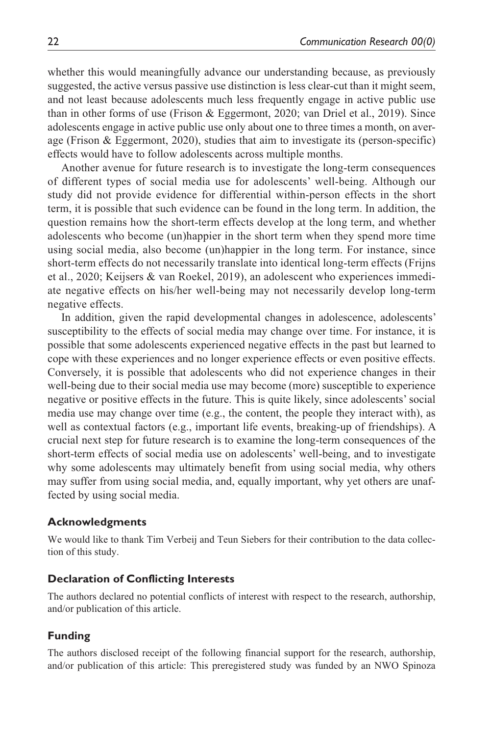whether this would meaningfully advance our understanding because, as previously suggested, the active versus passive use distinction is less clear-cut than it might seem, and not least because adolescents much less frequently engage in active public use than in other forms of use (Frison & Eggermont, 2020; van Driel et al., 2019). Since adolescents engage in active public use only about one to three times a month, on average (Frison & Eggermont, 2020), studies that aim to investigate its (person-specific) effects would have to follow adolescents across multiple months.

Another avenue for future research is to investigate the long-term consequences of different types of social media use for adolescents' well-being. Although our study did not provide evidence for differential within-person effects in the short term, it is possible that such evidence can be found in the long term. In addition, the question remains how the short-term effects develop at the long term, and whether adolescents who become (un)happier in the short term when they spend more time using social media, also become (un)happier in the long term. For instance, since short-term effects do not necessarily translate into identical long-term effects (Frijns et al., 2020; Keijsers & van Roekel, 2019), an adolescent who experiences immediate negative effects on his/her well-being may not necessarily develop long-term negative effects.

In addition, given the rapid developmental changes in adolescence, adolescents' susceptibility to the effects of social media may change over time. For instance, it is possible that some adolescents experienced negative effects in the past but learned to cope with these experiences and no longer experience effects or even positive effects. Conversely, it is possible that adolescents who did not experience changes in their well-being due to their social media use may become (more) susceptible to experience negative or positive effects in the future. This is quite likely, since adolescents' social media use may change over time (e.g., the content, the people they interact with), as well as contextual factors (e.g., important life events, breaking-up of friendships). A crucial next step for future research is to examine the long-term consequences of the short-term effects of social media use on adolescents' well-being, and to investigate why some adolescents may ultimately benefit from using social media, why others may suffer from using social media, and, equally important, why yet others are unaffected by using social media.

### Acknowledgments

We would like to thank Tim Verbeij and Teun Siebers for their contribution to the data collection of this study.

### Declaration of Conflicting Interests

The authors declared no potential conflicts of interest with respect to the research, authorship, and/or publication of this article.

### Funding

The authors disclosed receipt of the following financial support for the research, authorship, and/or publication of this article: This preregistered study was funded by an NWO Spinoza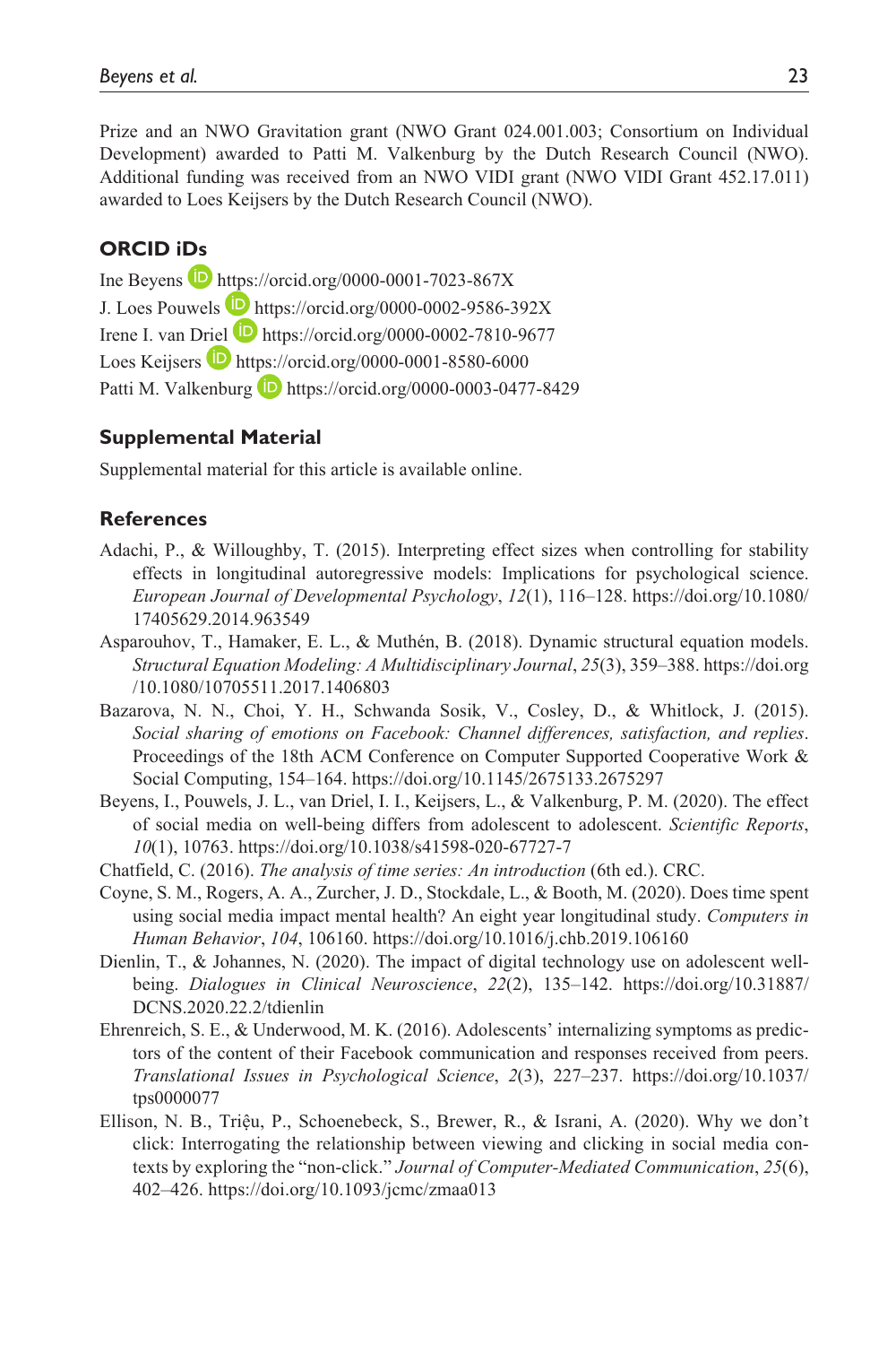Prize and an NWO Gravitation grant (NWO Grant 024.001.003; Consortium on Individual Development) awarded to Patti M. Valkenburg by the Dutch Research Council (NWO). Additional funding was received from an NWO VIDI grant (NWO VIDI Grant 452.17.011) awarded to Loes Keijsers by the Dutch Research Council (NWO).

## ORCID iDs

Ine Beyens https://orcid.org/0000-0001-7023-867X
J. Loes Pouwels https://orcid.org/0000-0002-9586-392X
Irene I. van Driel https://orcid.org/0000-0002-7810-9677
Loes Keijsers https://orcid.org/0000-0001-8580-6000
Patti M. Valkenburg https://orcid.org/0000-0003-0477-8429

## Supplemental Material

Supplemental material for this article is available online.

## References

Adachi, P., & Willoughby, T. (2015). Interpreting effect sizes when controlling for stability effects in longitudinal autoregressive models: Implications for psychological science. *European Journal of Developmental Psychology*, *12*(1), 116–128. https://doi.org/10.1080/17405629.2014.963549

Asparouhov, T., Hamaker, E. L., & Muthén, B. (2018). Dynamic structural equation models. *Structural Equation Modeling: A Multidisciplinary Journal*, *25*(3), 359–388. https://doi.org/10.1080/10705511.2017.1406803

Bazarova, N. N., Choi, Y. H., Schwanda Sosik, V., Cosley, D., & Whitlock, J. (2015). *Social sharing of emotions on Facebook: Channel differences, satisfaction, and replies*. Proceedings of the 18th ACM Conference on Computer Supported Cooperative Work & Social Computing, 154–164. https://doi.org/10.1145/2675133.2675297

Beyens, I., Pouwels, J. L., van Driel, I. I., Keijsers, L., & Valkenburg, P. M. (2020). The effect of social media on well-being differs from adolescent to adolescent. *Scientific Reports*, *10*(1), 10763. https://doi.org/10.1038/s41598-020-67727-7

Chatfield, C. (2016). *The analysis of time series: An introduction* (6th ed.). CRC.

Coyne, S. M., Rogers, A. A., Zurcher, J. D., Stockdale, L., & Booth, M. (2020). Does time spent using social media impact mental health? An eight year longitudinal study. *Computers in Human Behavior*, *104*, 106160. https://doi.org/10.1016/j.chb.2019.106160

Dienlin, T., & Johannes, N. (2020). The impact of digital technology use on adolescent well-being. *Dialogues in Clinical Neuroscience*, *22*(2), 135–142. https://doi.org/10.31887/DCNS.2020.22.2/tdienlin

Ehrenreich, S. E., & Underwood, M. K. (2016). Adolescents' internalizing symptoms as predictors of the content of their Facebook communication and responses received from peers. *Translational Issues in Psychological Science*, *2*(3), 227–237. https://doi.org/10.1037/tps0000077

Ellison, N. B., Triệu, P., Schoenebeck, S., Brewer, R., & Israni, A. (2020). Why we don't click: Interrogating the relationship between viewing and clicking in social media contexts by exploring the "non-click." *Journal of Computer-Mediated Communication*, *25*(6), 402–426. https://doi.org/10.1093/jcmc/zmaa013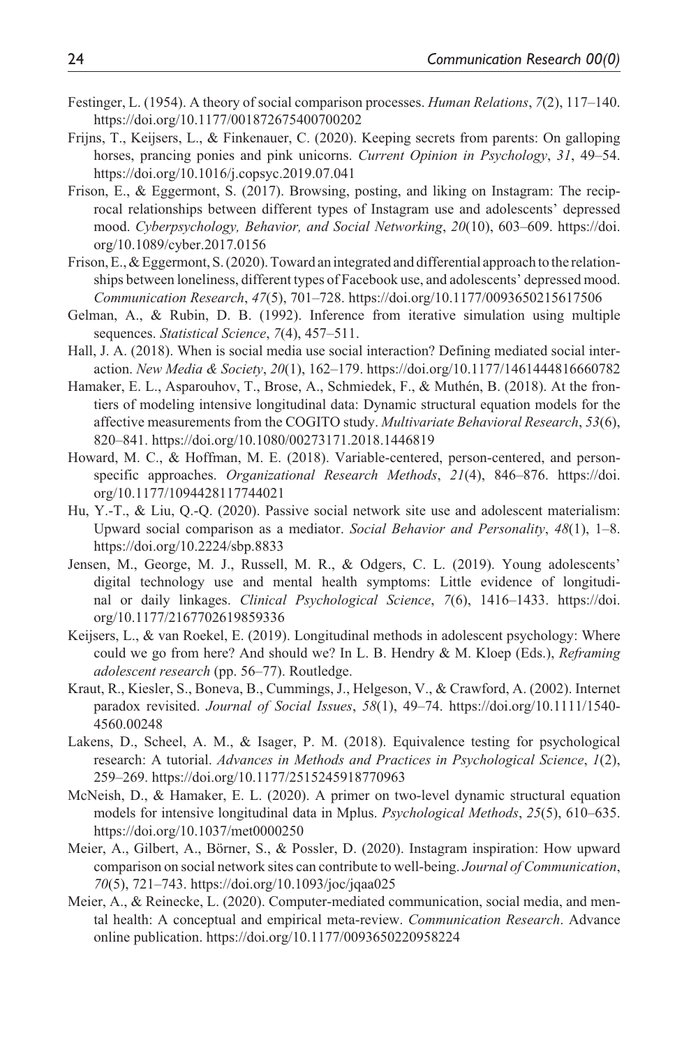Festinger, L. (1954). A theory of social comparison processes. *Human Relations*, *7*(2), 117–140. https://doi.org/10.1177/001872675400700202

Frijns, T., Keijsers, L., & Finkenauer, C. (2020). Keeping secrets from parents: On galloping horses, prancing ponies and pink unicorns. *Current Opinion in Psychology*, *31*, 49–54. https://doi.org/10.1016/j.copsyc.2019.07.041

Frison, E., & Eggermont, S. (2017). Browsing, posting, and liking on Instagram: The reciprocal relationships between different types of Instagram use and adolescents' depressed mood. *Cyberpsychology, Behavior, and Social Networking*, *20*(10), 603–609. https://doi.org/10.1089/cyber.2017.0156

Frison, E., & Eggermont, S. (2020). Toward an integrated and differential approach to the relationships between loneliness, different types of Facebook use, and adolescents' depressed mood. *Communication Research*, *47*(5), 701–728. https://doi.org/10.1177/0093650215617506

Gelman, A., & Rubin, D. B. (1992). Inference from iterative simulation using multiple sequences. *Statistical Science*, *7*(4), 457–511.

Hall, J. A. (2018). When is social media use social interaction? Defining mediated social interaction. *New Media & Society*, *20*(1), 162–179. https://doi.org/10.1177/1461444816660782

Hamaker, E. L., Asparouhov, T., Brose, A., Schmiedek, F., & Muthén, B. (2018). At the frontiers of modeling intensive longitudinal data: Dynamic structural equation models for the affective measurements from the COGITO study. *Multivariate Behavioral Research*, *53*(6), 820–841. https://doi.org/10.1080/00273171.2018.1446819

Howard, M. C., & Hoffman, M. E. (2018). Variable-centered, person-centered, and person-specific approaches. *Organizational Research Methods*, *21*(4), 846–876. https://doi.org/10.1177/1094428117744021

Hu, Y.-T., & Liu, Q.-Q. (2020). Passive social network site use and adolescent materialism: Upward social comparison as a mediator. *Social Behavior and Personality*, *48*(1), 1–8. https://doi.org/10.2224/sbp.8833

Jensen, M., George, M. J., Russell, M. R., & Odgers, C. L. (2019). Young adolescents' digital technology use and mental health symptoms: Little evidence of longitudinal or daily linkages. *Clinical Psychological Science*, *7*(6), 1416–1433. https://doi.org/10.1177/2167702619859336

Keijsers, L., & van Roekel, E. (2019). Longitudinal methods in adolescent psychology: Where could we go from here? And should we? In L. B. Hendry & M. Kloep (Eds.), *Reframing adolescent research* (pp. 56–77). Routledge.

Kraut, R., Kiesler, S., Boneva, B., Cummings, J., Helgeson, V., & Crawford, A. (2002). Internet paradox revisited. *Journal of Social Issues*, *58*(1), 49–74. https://doi.org/10.1111/1540-4560.00248

Lakens, D., Scheel, A. M., & Isager, P. M. (2018). Equivalence testing for psychological research: A tutorial. *Advances in Methods and Practices in Psychological Science*, *1*(2), 259–269. https://doi.org/10.1177/2515245918770963

McNeish, D., & Hamaker, E. L. (2020). A primer on two-level dynamic structural equation models for intensive longitudinal data in Mplus. *Psychological Methods*, *25*(5), 610–635. https://doi.org/10.1037/met0000250

Meier, A., Gilbert, A., Börner, S., & Possler, D. (2020). Instagram inspiration: How upward comparison on social network sites can contribute to well-being. *Journal of Communication*, *70*(5), 721–743. https://doi.org/10.1093/joc/jqaa025

Meier, A., & Reinecke, L. (2020). Computer-mediated communication, social media, and mental health: A conceptual and empirical meta-review. *Communication Research*. Advance online publication. https://doi.org/10.1177/0093650220958224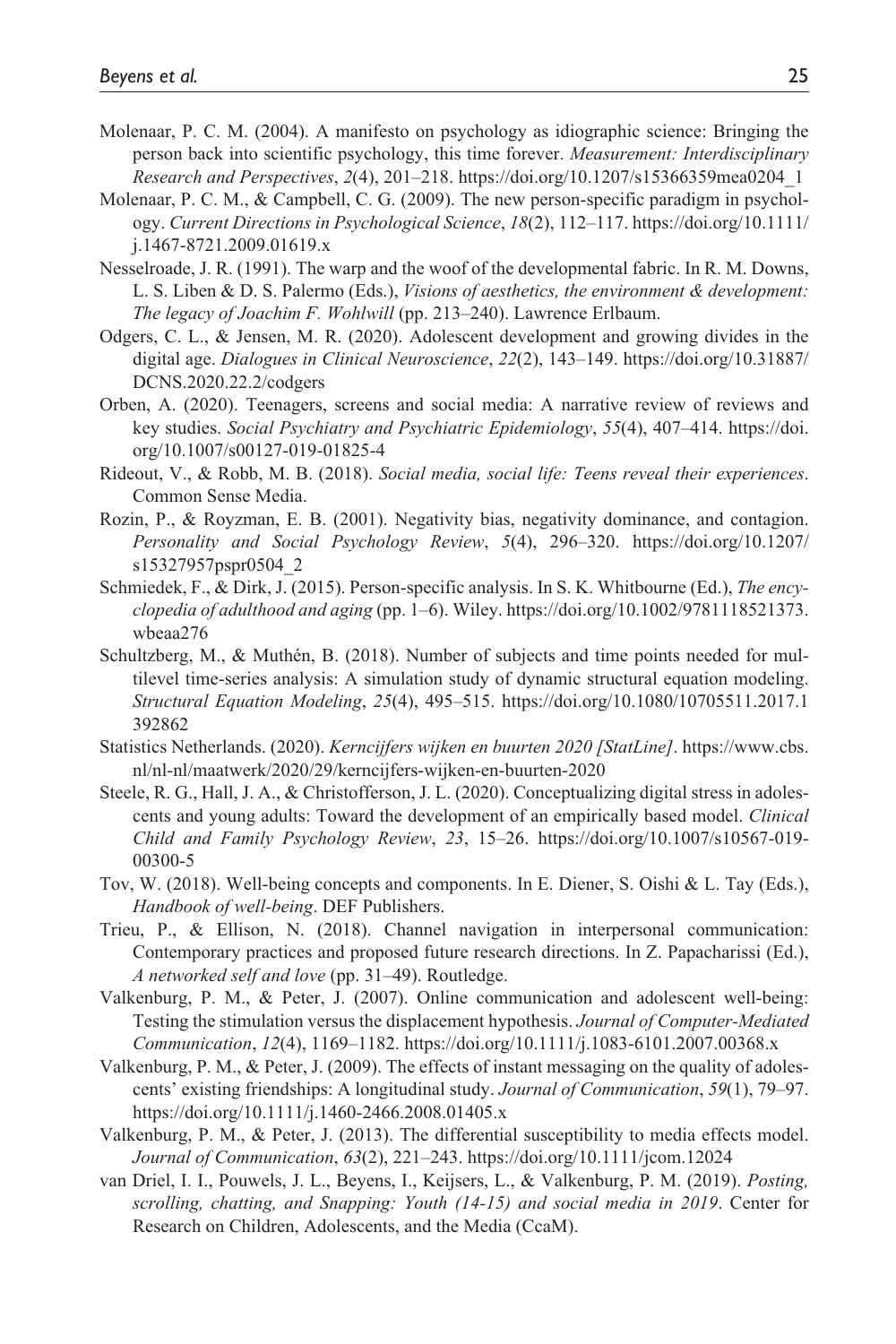Molenaar, P. C. M. (2004). A manifesto on psychology as idiographic science: Bringing the person back into scientific psychology, this time forever. *Measurement: Interdisciplinary Research and Perspectives*, *2*(4), 201–218. https://doi.org/10.1207/s15366359mea0204_1

Molenaar, P. C. M., & Campbell, C. G. (2009). The new person-specific paradigm in psychology. *Current Directions in Psychological Science*, *18*(2), 112–117. https://doi.org/10.1111/j.1467-8721.2009.01619.x

Nesselroade, J. R. (1991). The warp and the woof of the developmental fabric. In R. M. Downs, L. S. Liben & D. S. Palermo (Eds.), *Visions of aesthetics, the environment & development: The legacy of Joachim F. Wohlwill* (pp. 213–240). Lawrence Erlbaum.

Odgers, C. L., & Jensen, M. R. (2020). Adolescent development and growing divides in the digital age. *Dialogues in Clinical Neuroscience*, *22*(2), 143–149. https://doi.org/10.31887/DCNS.2020.22.2/codgers

Orben, A. (2020). Teenagers, screens and social media: A narrative review of reviews and key studies. *Social Psychiatry and Psychiatric Epidemiology*, *55*(4), 407–414. https://doi.org/10.1007/s00127-019-01825-4

Rideout, V., & Robb, M. B. (2018). *Social media, social life: Teens reveal their experiences*. Common Sense Media.

Rozin, P., & Royzman, E. B. (2001). Negativity bias, negativity dominance, and contagion. *Personality and Social Psychology Review*, *5*(4), 296–320. https://doi.org/10.1207/s15327957pspr0504_2

Schmiedek, F., & Dirk, J. (2015). Person-specific analysis. In S. K. Whitbourne (Ed.), *The encyclopedia of adulthood and aging* (pp. 1–6). Wiley. https://doi.org/10.1002/9781118521373.wbeaa276

Schultzberg, M., & Muthén, B. (2018). Number of subjects and time points needed for multilevel time-series analysis: A simulation study of dynamic structural equation modeling. *Structural Equation Modeling*, *25*(4), 495–515. https://doi.org/10.1080/10705511.2017.1392862

Statistics Netherlands. (2020). *Kerncijfers wijken en buurten 2020 [StatLine]*. https://www.cbs.nl/nl-nl/maatwerk/2020/29/kerncijfers-wijken-en-buurten-2020

Steele, R. G., Hall, J. A., & Christofferson, J. L. (2020). Conceptualizing digital stress in adolescents and young adults: Toward the development of an empirically based model. *Clinical Child and Family Psychology Review*, *23*, 15–26. https://doi.org/10.1007/s10567-019-00300-5

Tov, W. (2018). Well-being concepts and components. In E. Diener, S. Oishi & L. Tay (Eds.), *Handbook of well-being*. DEF Publishers.

Trieu, P., & Ellison, N. (2018). Channel navigation in interpersonal communication: Contemporary practices and proposed future research directions. In Z. Papacharissi (Ed.), *A networked self and love* (pp. 31–49). Routledge.

Valkenburg, P. M., & Peter, J. (2007). Online communication and adolescent well-being: Testing the stimulation versus the displacement hypothesis. *Journal of Computer-Mediated Communication*, *12*(4), 1169–1182. https://doi.org/10.1111/j.1083-6101.2007.00368.x

Valkenburg, P. M., & Peter, J. (2009). The effects of instant messaging on the quality of adolescents' existing friendships: A longitudinal study. *Journal of Communication*, *59*(1), 79–97. https://doi.org/10.1111/j.1460-2466.2008.01405.x

Valkenburg, P. M., & Peter, J. (2013). The differential susceptibility to media effects model. *Journal of Communication*, *63*(2), 221–243. https://doi.org/10.1111/jcom.12024

van Driel, I. I., Pouwels, J. L., Beyens, I., Keijsers, L., & Valkenburg, P. M. (2019). *Posting, scrolling, chatting, and Snapping: Youth (14-15) and social media in 2019*. Center for Research on Children, Adolescents, and the Media (CcaM).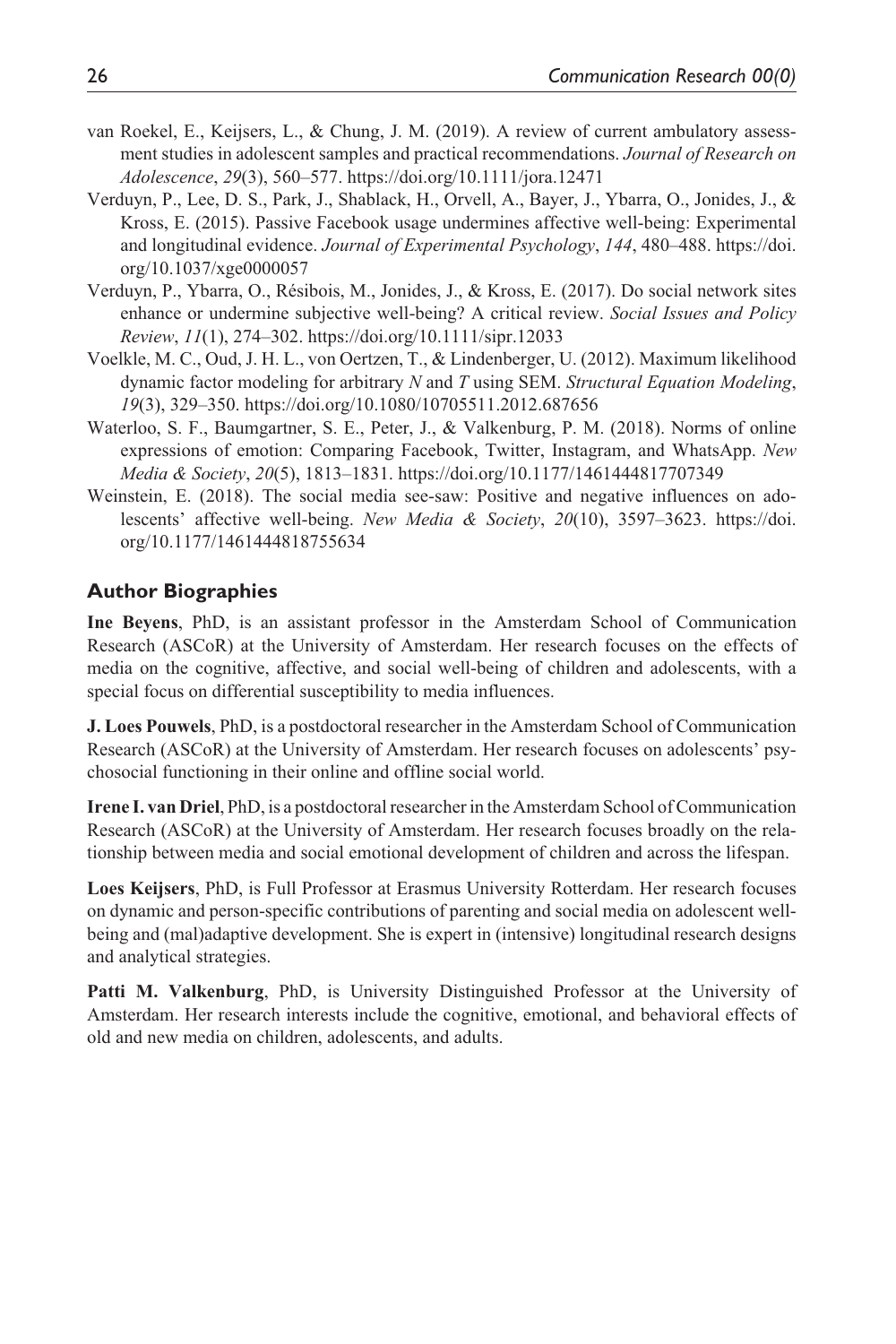van Roekel, E., Keijsers, L., & Chung, J. M. (2019). A review of current ambulatory assessment studies in adolescent samples and practical recommendations. *Journal of Research on Adolescence*, *29*(3), 560–577. https://doi.org/10.1111/jora.12471

Verduyn, P., Lee, D. S., Park, J., Shablack, H., Orvell, A., Bayer, J., Ybarra, O., Jonides, J., & Kross, E. (2015). Passive Facebook usage undermines affective well-being: Experimental and longitudinal evidence. *Journal of Experimental Psychology*, *144*, 480–488. https://doi.org/10.1037/xge0000057

Verduyn, P., Ybarra, O., Résibois, M., Jonides, J., & Kross, E. (2017). Do social network sites enhance or undermine subjective well-being? A critical review. *Social Issues and Policy Review*, *11*(1), 274–302. https://doi.org/10.1111/sipr.12033

Voelkle, M. C., Oud, J. H. L., von Oertzen, T., & Lindenberger, U. (2012). Maximum likelihood dynamic factor modeling for arbitrary *N* and *T* using SEM. *Structural Equation Modeling*, *19*(3), 329–350. https://doi.org/10.1080/10705511.2012.687656

Waterloo, S. F., Baumgartner, S. E., Peter, J., & Valkenburg, P. M. (2018). Norms of online expressions of emotion: Comparing Facebook, Twitter, Instagram, and WhatsApp. *New Media & Society*, *20*(5), 1813–1831. https://doi.org/10.1177/1461444817707349

Weinstein, E. (2018). The social media see-saw: Positive and negative influences on adolescents' affective well-being. *New Media & Society*, *20*(10), 3597–3623. https://doi.org/10.1177/1461444818755634

## Author Biographies

**Ine Beyens**, PhD, is an assistant professor in the Amsterdam School of Communication Research (ASCoR) at the University of Amsterdam. Her research focuses on the effects of media on the cognitive, affective, and social well-being of children and adolescents, with a special focus on differential susceptibility to media influences.

**J. Loes Pouwels**, PhD, is a postdoctoral researcher in the Amsterdam School of Communication Research (ASCoR) at the University of Amsterdam. Her research focuses on adolescents' psychosocial functioning in their online and offline social world.

**Irene I. van Driel**, PhD, is a postdoctoral researcher in the Amsterdam School of Communication Research (ASCoR) at the University of Amsterdam. Her research focuses broadly on the relationship between media and social emotional development of children and across the lifespan.

**Loes Keijsers**, PhD, is Full Professor at Erasmus University Rotterdam. Her research focuses on dynamic and person-specific contributions of parenting and social media on adolescent well-being and (mal)adaptive development. She is expert in (intensive) longitudinal research designs and analytical strategies.

**Patti M. Valkenburg**, PhD, is University Distinguished Professor at the University of Amsterdam. Her research interests include the cognitive, emotional, and behavioral effects of old and new media on children, adolescents, and adults.